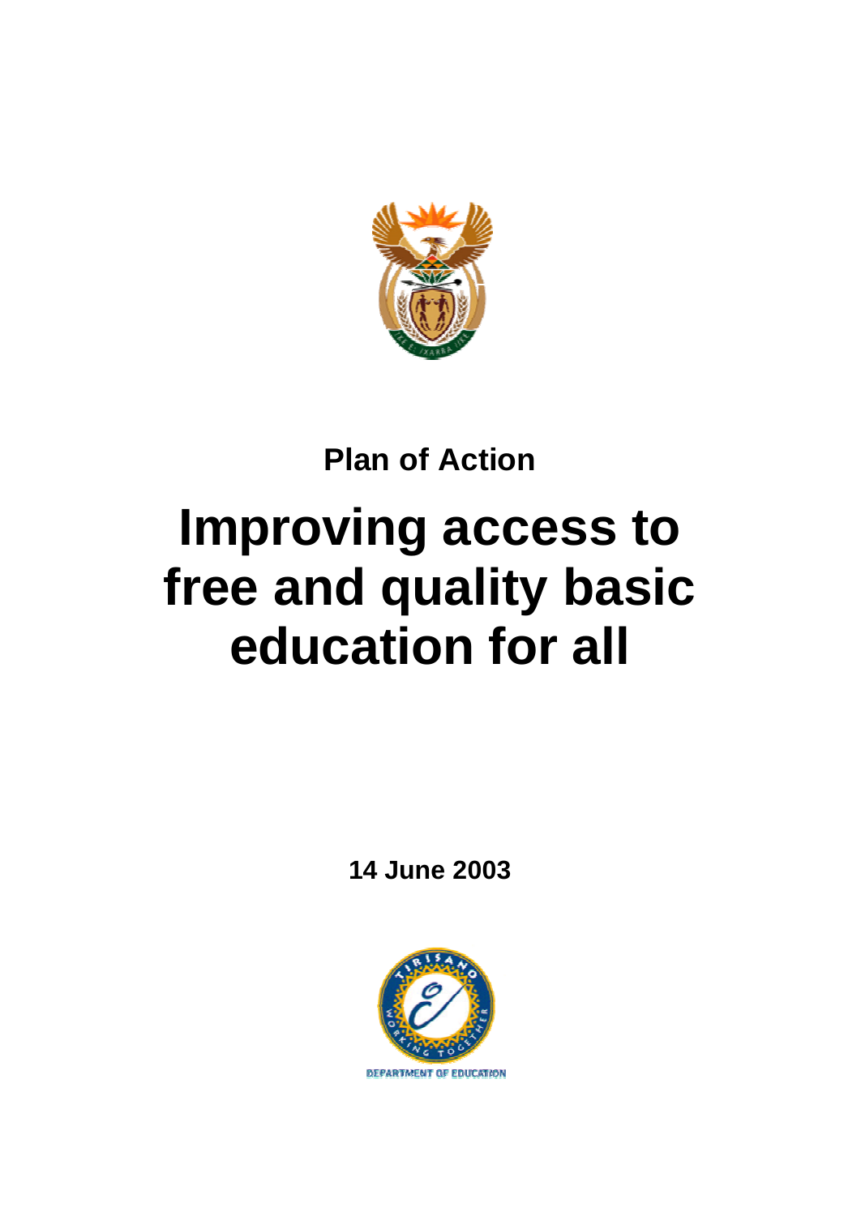**Plan of Action**

# Improving access to free and quality basic education for all

**14 June 2003**

DEPARTMENT OF EDUCATION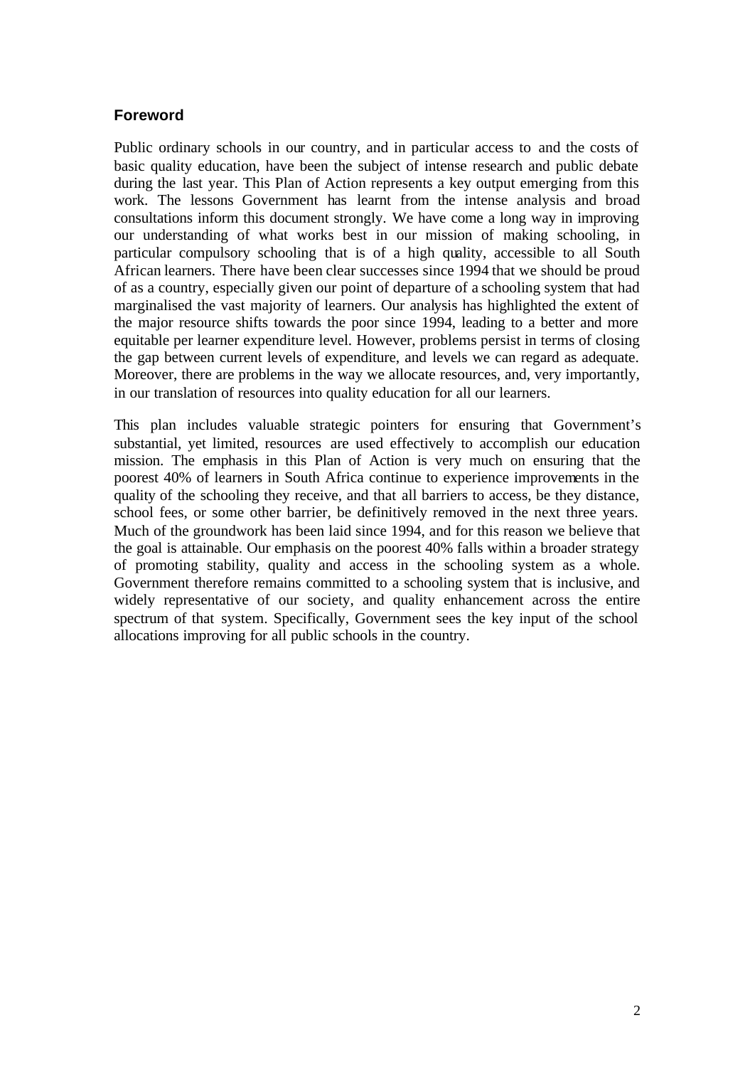## Foreword

Public ordinary schools in our country, and in particular access to and the costs of basic quality education, have been the subject of intense research and public debate during the last year. This Plan of Action represents a key output emerging from this work. The lessons Government has learnt from the intense analysis and broad consultations inform this document strongly. We have come a long way in improving our understanding of what works best in our mission of making schooling, in particular compulsory schooling that is of a high quality, accessible to all South African learners. There have been clear successes since 1994 that we should be proud of as a country, especially given our point of departure of a schooling system that had marginalised the vast majority of learners. Our analysis has highlighted the extent of the major resource shifts towards the poor since 1994, leading to a better and more equitable per learner expenditure level. However, problems persist in terms of closing the gap between current levels of expenditure, and levels we can regard as adequate. Moreover, there are problems in the way we allocate resources, and, very importantly, in our translation of resources into quality education for all our learners.

This plan includes valuable strategic pointers for ensuring that Government's substantial, yet limited, resources are used effectively to accomplish our education mission. The emphasis in this Plan of Action is very much on ensuring that the poorest 40% of learners in South Africa continue to experience improvements in the quality of the schooling they receive, and that all barriers to access, be they distance, school fees, or some other barrier, be definitively removed in the next three years. Much of the groundwork has been laid since 1994, and for this reason we believe that the goal is attainable. Our emphasis on the poorest 40% falls within a broader strategy of promoting stability, quality and access in the schooling system as a whole. Government therefore remains committed to a schooling system that is inclusive, and widely representative of our society, and quality enhancement across the entire spectrum of that system. Specifically, Government sees the key input of the school allocations improving for all public schools in the country.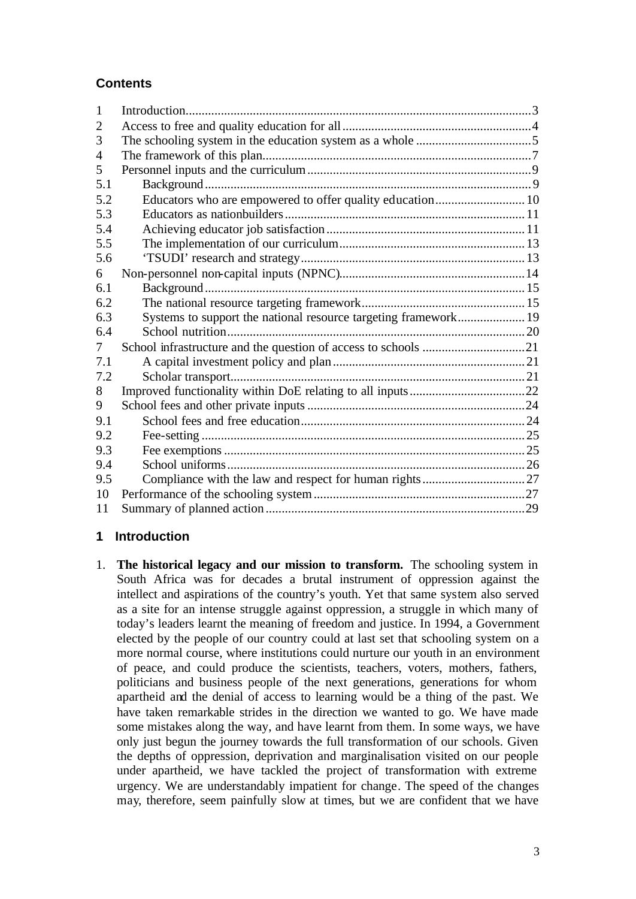## Contents

| | | |
|---|---|---|
| 1 | Introduction | 3 |
| 2 | Access to free and quality education for all | 4 |
| 3 | The schooling system in the education system as a whole | 5 |
| 4 | The framework of this plan | 7 |
| 5 | Personnel inputs and the curriculum | 9 |
| 5.1 | Background | 9 |
| 5.2 | Educators who are empowered to offer quality education | 10 |
| 5.3 | Educators as nationbuilders | 11 |
| 5.4 | Achieving educator job satisfaction | 11 |
| 5.5 | The implementation of our curriculum | 13 |
| 5.6 | 'TSUDI' research and strategy | 13 |
| 6 | Non-personnel non-capital inputs (NPNC) | 14 |
| 6.1 | Background | 15 |
| 6.2 | The national resource targeting framework | 15 |
| 6.3 | Systems to support the national resource targeting framework | 19 |
| 6.4 | School nutrition | 20 |
| 7 | School infrastructure and the question of access to schools | 21 |
| 7.1 | A capital investment policy and plan | 21 |
| 7.2 | Scholar transport | 21 |
| 8 | Improved functionality within DoE relating to all inputs | 22 |
| 9 | School fees and other private inputs | 24 |
| 9.1 | School fees and free education | 24 |
| 9.2 | Fee-setting | 25 |
| 9.3 | Fee exemptions | 25 |
| 9.4 | School uniforms | 26 |
| 9.5 | Compliance with the law and respect for human rights | 27 |
| 10 | Performance of the schooling system | 27 |
| 11 | Summary of planned action | 29 |

## 1 Introduction

1. **The historical legacy and our mission to transform.** The schooling system in South Africa was for decades a brutal instrument of oppression against the intellect and aspirations of the country's youth. Yet that same system also served as a site for an intense struggle against oppression, a struggle in which many of today's leaders learnt the meaning of freedom and justice. In 1994, a Government elected by the people of our country could at last set that schooling system on a more normal course, where institutions could nurture our youth in an environment of peace, and could produce the scientists, teachers, voters, mothers, fathers, politicians and business people of the next generations, generations for whom apartheid and the denial of access to learning would be a thing of the past. We have taken remarkable strides in the direction we wanted to go. We have made some mistakes along the way, and have learnt from them. In some ways, we have only just begun the journey towards the full transformation of our schools. Given the depths of oppression, deprivation and marginalisation visited on our people under apartheid, we have tackled the project of transformation with extreme urgency. We are understandably impatient for change. The speed of the changes may, therefore, seem painfully slow at times, but we are confident that we have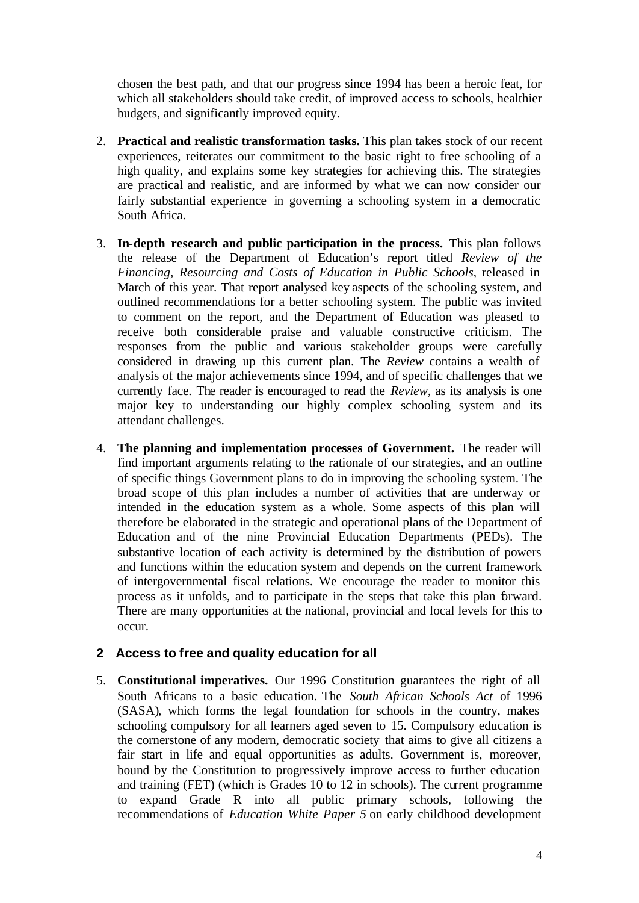chosen the best path, and that our progress since 1994 has been a heroic feat, for which all stakeholders should take credit, of improved access to schools, healthier budgets, and significantly improved equity.

2. **Practical and realistic transformation tasks.** This plan takes stock of our recent experiences, reiterates our commitment to the basic right to free schooling of a high quality, and explains some key strategies for achieving this. The strategies are practical and realistic, and are informed by what we can now consider our fairly substantial experience in governing a schooling system in a democratic South Africa.

3. **In-depth research and public participation in the process.** This plan follows the release of the Department of Education's report titled *Review of the Financing, Resourcing and Costs of Education in Public Schools*, released in March of this year. That report analysed key aspects of the schooling system, and outlined recommendations for a better schooling system. The public was invited to comment on the report, and the Department of Education was pleased to receive both considerable praise and valuable constructive criticism. The responses from the public and various stakeholder groups were carefully considered in drawing up this current plan. The *Review* contains a wealth of analysis of the major achievements since 1994, and of specific challenges that we currently face. The reader is encouraged to read the *Review*, as its analysis is one major key to understanding our highly complex schooling system and its attendant challenges.

4. **The planning and implementation processes of Government.** The reader will find important arguments relating to the rationale of our strategies, and an outline of specific things Government plans to do in improving the schooling system. The broad scope of this plan includes a number of activities that are underway or intended in the education system as a whole. Some aspects of this plan will therefore be elaborated in the strategic and operational plans of the Department of Education and of the nine Provincial Education Departments (PEDs). The substantive location of each activity is determined by the distribution of powers and functions within the education system and depends on the current framework of intergovernmental fiscal relations. We encourage the reader to monitor this process as it unfolds, and to participate in the steps that take this plan forward. There are many opportunities at the national, provincial and local levels for this to occur.

## 2 Access to free and quality education for all

5. **Constitutional imperatives.** Our 1996 Constitution guarantees the right of all South Africans to a basic education. The *South African Schools Act* of 1996 (SASA), which forms the legal foundation for schools in the country, makes schooling compulsory for all learners aged seven to 15. Compulsory education is the cornerstone of any modern, democratic society that aims to give all citizens a fair start in life and equal opportunities as adults. Government is, moreover, bound by the Constitution to progressively improve access to further education and training (FET) (which is Grades 10 to 12 in schools). The current programme to expand Grade R into all public primary schools, following the recommendations of *Education White Paper 5* on early childhood development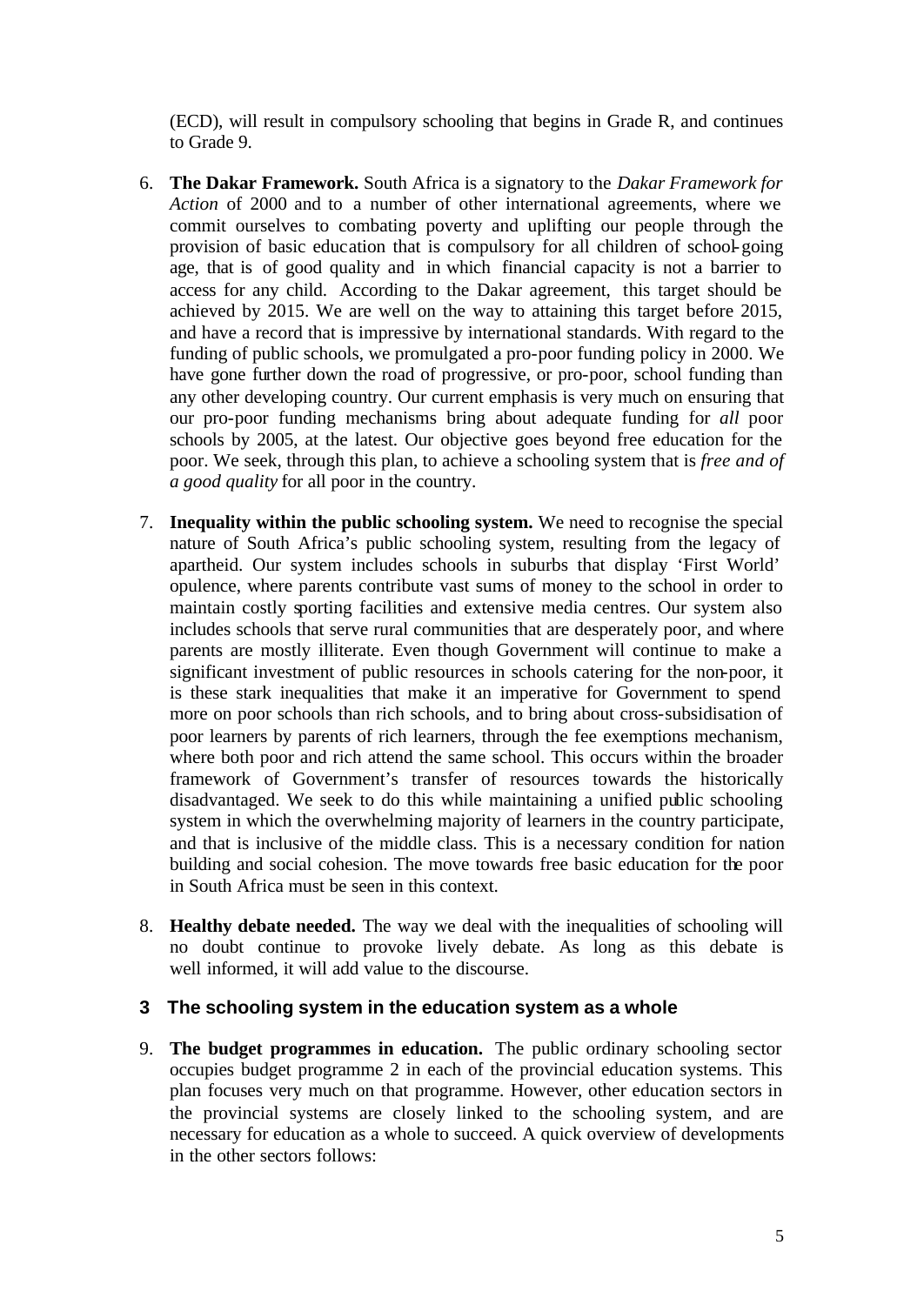(ECD), will result in compulsory schooling that begins in Grade R, and continues to Grade 9.

6. **The Dakar Framework.** South Africa is a signatory to the *Dakar Framework for Action* of 2000 and to a number of other international agreements, where we commit ourselves to combating poverty and uplifting our people through the provision of basic education that is compulsory for all children of school-going age, that is of good quality and in which financial capacity is not a barrier to access for any child. According to the Dakar agreement, this target should be achieved by 2015. We are well on the way to attaining this target before 2015, and have a record that is impressive by international standards. With regard to the funding of public schools, we promulgated a pro-poor funding policy in 2000. We have gone further down the road of progressive, or pro-poor, school funding than any other developing country. Our current emphasis is very much on ensuring that our pro-poor funding mechanisms bring about adequate funding for *all* poor schools by 2005, at the latest. Our objective goes beyond free education for the poor. We seek, through this plan, to achieve a schooling system that is *free and of a good quality* for all poor in the country.

7. **Inequality within the public schooling system.** We need to recognise the special nature of South Africa's public schooling system, resulting from the legacy of apartheid. Our system includes schools in suburbs that display 'First World' opulence, where parents contribute vast sums of money to the school in order to maintain costly sporting facilities and extensive media centres. Our system also includes schools that serve rural communities that are desperately poor, and where parents are mostly illiterate. Even though Government will continue to make a significant investment of public resources in schools catering for the non-poor, it is these stark inequalities that make it an imperative for Government to spend more on poor schools than rich schools, and to bring about cross-subsidisation of poor learners by parents of rich learners, through the fee exemptions mechanism, where both poor and rich attend the same school. This occurs within the broader framework of Government's transfer of resources towards the historically disadvantaged. We seek to do this while maintaining a unified public schooling system in which the overwhelming majority of learners in the country participate, and that is inclusive of the middle class. This is a necessary condition for nation building and social cohesion. The move towards free basic education for the poor in South Africa must be seen in this context.

8. **Healthy debate needed.** The way we deal with the inequalities of schooling will no doubt continue to provoke lively debate. As long as this debate is well informed, it will add value to the discourse.

## 3 The schooling system in the education system as a whole

9. **The budget programmes in education.** The public ordinary schooling sector occupies budget programme 2 in each of the provincial education systems. This plan focuses very much on that programme. However, other education sectors in the provincial systems are closely linked to the schooling system, and are necessary for education as a whole to succeed. A quick overview of developments in the other sectors follows: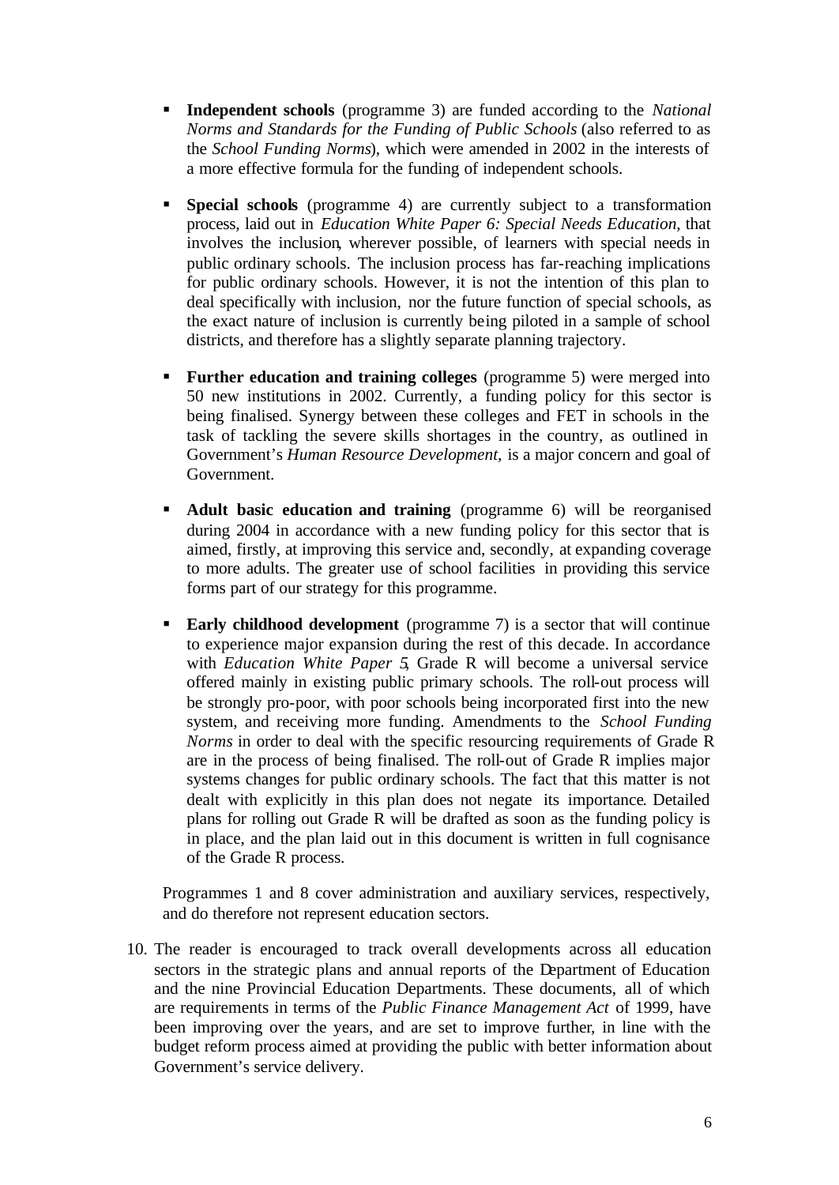- **Independent schools** (programme 3) are funded according to the *National Norms and Standards for the Funding of Public Schools* (also referred to as the *School Funding Norms*), which were amended in 2002 in the interests of a more effective formula for the funding of independent schools.

- **Special schools** (programme 4) are currently subject to a transformation process, laid out in *Education White Paper 6: Special Needs Education*, that involves the inclusion, wherever possible, of learners with special needs in public ordinary schools. The inclusion process has far-reaching implications for public ordinary schools. However, it is not the intention of this plan to deal specifically with inclusion, nor the future function of special schools, as the exact nature of inclusion is currently being piloted in a sample of school districts, and therefore has a slightly separate planning trajectory.

- **Further education and training colleges** (programme 5) were merged into 50 new institutions in 2002. Currently, a funding policy for this sector is being finalised. Synergy between these colleges and FET in schools in the task of tackling the severe skills shortages in the country, as outlined in Government's *Human Resource Development,* is a major concern and goal of Government.

- **Adult basic education and training** (programme 6) will be reorganised during 2004 in accordance with a new funding policy for this sector that is aimed, firstly, at improving this service and, secondly, at expanding coverage to more adults. The greater use of school facilities in providing this service forms part of our strategy for this programme.

- **Early childhood development** (programme 7) is a sector that will continue to experience major expansion during the rest of this decade. In accordance with *Education White Paper 5*, Grade R will become a universal service offered mainly in existing public primary schools. The roll-out process will be strongly pro-poor, with poor schools being incorporated first into the new system, and receiving more funding. Amendments to the *School Funding Norms* in order to deal with the specific resourcing requirements of Grade R are in the process of being finalised. The roll-out of Grade R implies major systems changes for public ordinary schools. The fact that this matter is not dealt with explicitly in this plan does not negate its importance. Detailed plans for rolling out Grade R will be drafted as soon as the funding policy is in place, and the plan laid out in this document is written in full cognisance of the Grade R process.

Programmes 1 and 8 cover administration and auxiliary services, respectively, and do therefore not represent education sectors.

10. The reader is encouraged to track overall developments across all education sectors in the strategic plans and annual reports of the Department of Education and the nine Provincial Education Departments. These documents, all of which are requirements in terms of the *Public Finance Management Act* of 1999, have been improving over the years, and are set to improve further, in line with the budget reform process aimed at providing the public with better information about Government's service delivery.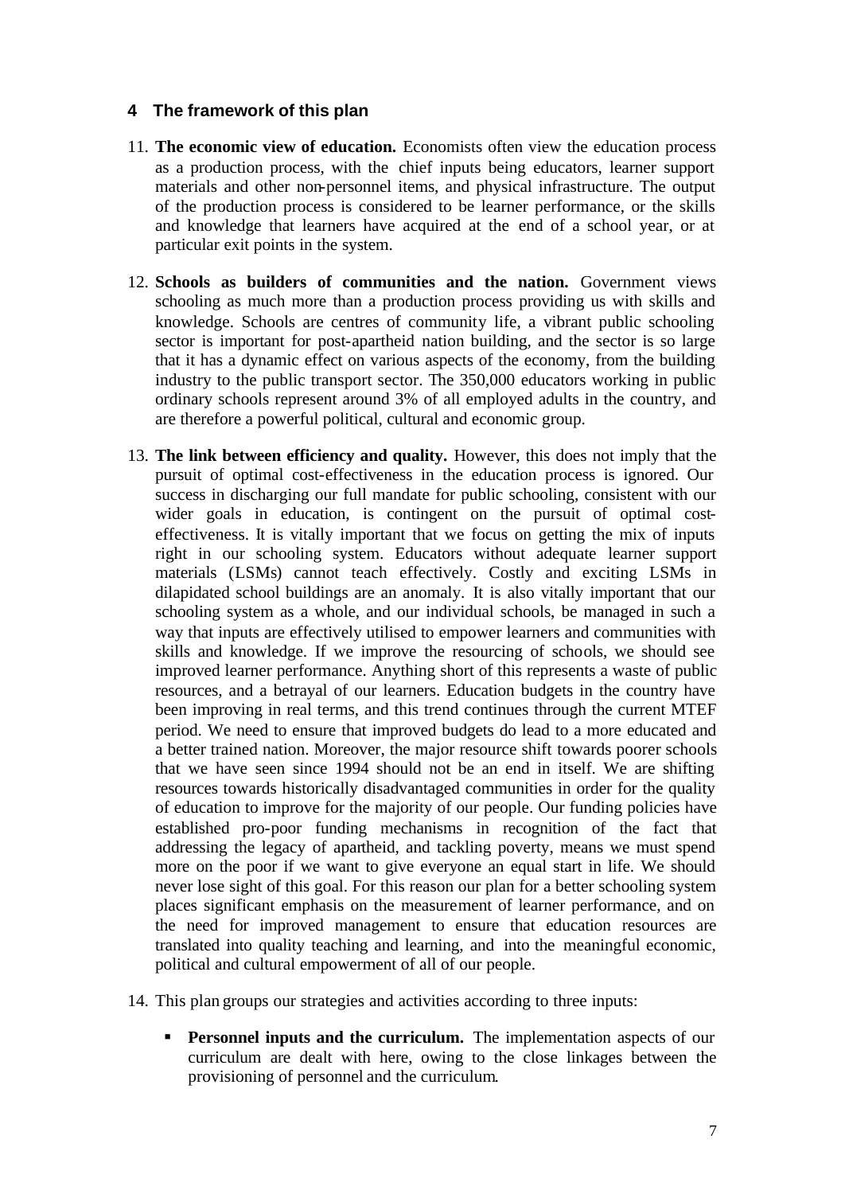## 4 The framework of this plan

11. **The economic view of education.** Economists often view the education process as a production process, with the chief inputs being educators, learner support materials and other non-personnel items, and physical infrastructure. The output of the production process is considered to be learner performance, or the skills and knowledge that learners have acquired at the end of a school year, or at particular exit points in the system.

12. **Schools as builders of communities and the nation.** Government views schooling as much more than a production process providing us with skills and knowledge. Schools are centres of community life, a vibrant public schooling sector is important for post-apartheid nation building, and the sector is so large that it has a dynamic effect on various aspects of the economy, from the building industry to the public transport sector. The 350,000 educators working in public ordinary schools represent around 3% of all employed adults in the country, and are therefore a powerful political, cultural and economic group.

13. **The link between efficiency and quality.** However, this does not imply that the pursuit of optimal cost-effectiveness in the education process is ignored. Our success in discharging our full mandate for public schooling, consistent with our wider goals in education, is contingent on the pursuit of optimal cost-effectiveness. It is vitally important that we focus on getting the mix of inputs right in our schooling system. Educators without adequate learner support materials (LSMs) cannot teach effectively. Costly and exciting LSMs in dilapidated school buildings are an anomaly. It is also vitally important that our schooling system as a whole, and our individual schools, be managed in such a way that inputs are effectively utilised to empower learners and communities with skills and knowledge. If we improve the resourcing of schools, we should see improved learner performance. Anything short of this represents a waste of public resources, and a betrayal of our learners. Education budgets in the country have been improving in real terms, and this trend continues through the current MTEF period. We need to ensure that improved budgets do lead to a more educated and a better trained nation. Moreover, the major resource shift towards poorer schools that we have seen since 1994 should not be an end in itself. We are shifting resources towards historically disadvantaged communities in order for the quality of education to improve for the majority of our people. Our funding policies have established pro-poor funding mechanisms in recognition of the fact that addressing the legacy of apartheid, and tackling poverty, means we must spend more on the poor if we want to give everyone an equal start in life. We should never lose sight of this goal. For this reason our plan for a better schooling system places significant emphasis on the measurement of learner performance, and on the need for improved management to ensure that education resources are translated into quality teaching and learning, and into the meaningful economic, political and cultural empowerment of all of our people.

14. This plan groups our strategies and activities according to three inputs:

    - **Personnel inputs and the curriculum.** The implementation aspects of our curriculum are dealt with here, owing to the close linkages between the provisioning of personnel and the curriculum.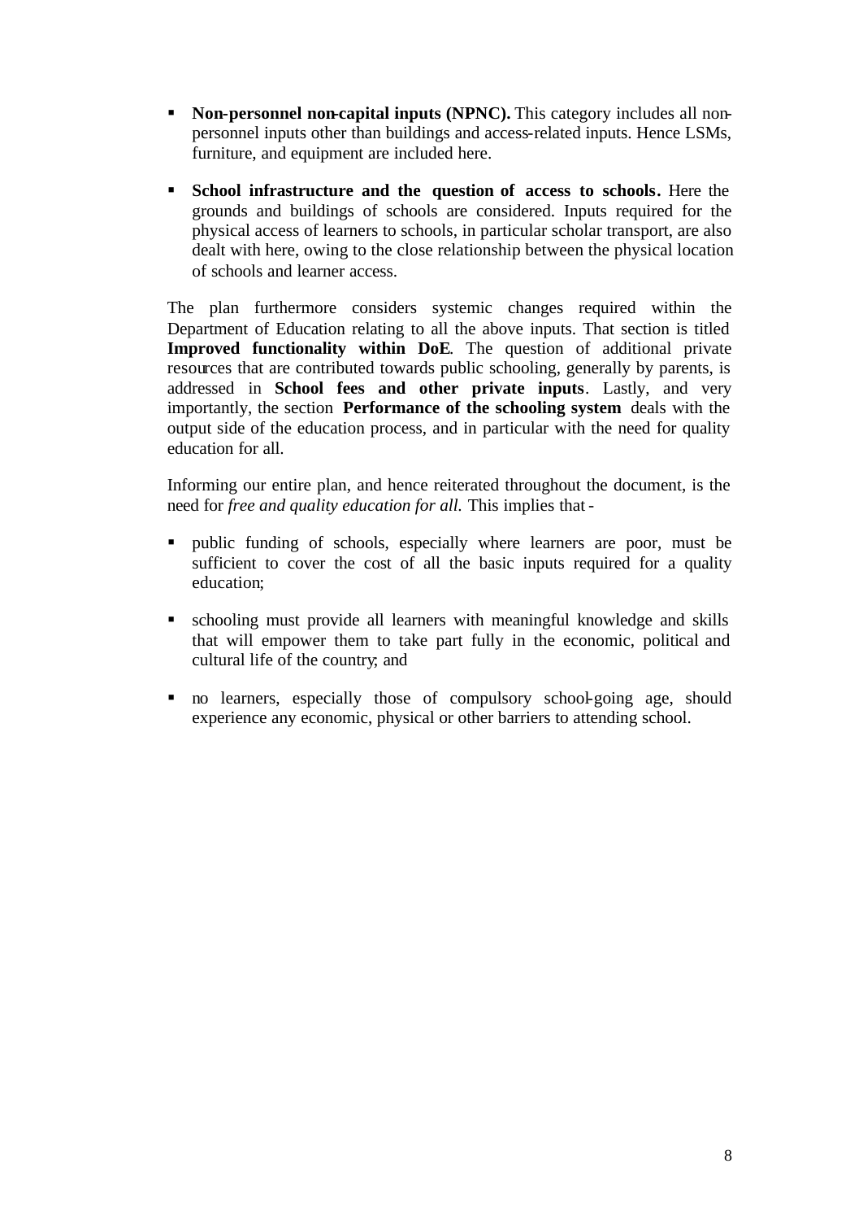- **Non-personnel non-capital inputs (NPNC).** This category includes all non-personnel inputs other than buildings and access-related inputs. Hence LSMs, furniture, and equipment are included here.

- **School infrastructure and the question of access to schools.** Here the grounds and buildings of schools are considered. Inputs required for the physical access of learners to schools, in particular scholar transport, are also dealt with here, owing to the close relationship between the physical location of schools and learner access.

The plan furthermore considers systemic changes required within the Department of Education relating to all the above inputs. That section is titled **Improved functionality within DoE**. The question of additional private resources that are contributed towards public schooling, generally by parents, is addressed in **School fees and other private inputs**. Lastly, and very importantly, the section **Performance of the schooling system** deals with the output side of the education process, and in particular with the need for quality education for all.

Informing our entire plan, and hence reiterated throughout the document, is the need for *free and quality education for all.* This implies that -

- public funding of schools, especially where learners are poor, must be sufficient to cover the cost of all the basic inputs required for a quality education;

- schooling must provide all learners with meaningful knowledge and skills that will empower them to take part fully in the economic, political and cultural life of the country; and

- no learners, especially those of compulsory school-going age, should experience any economic, physical or other barriers to attending school.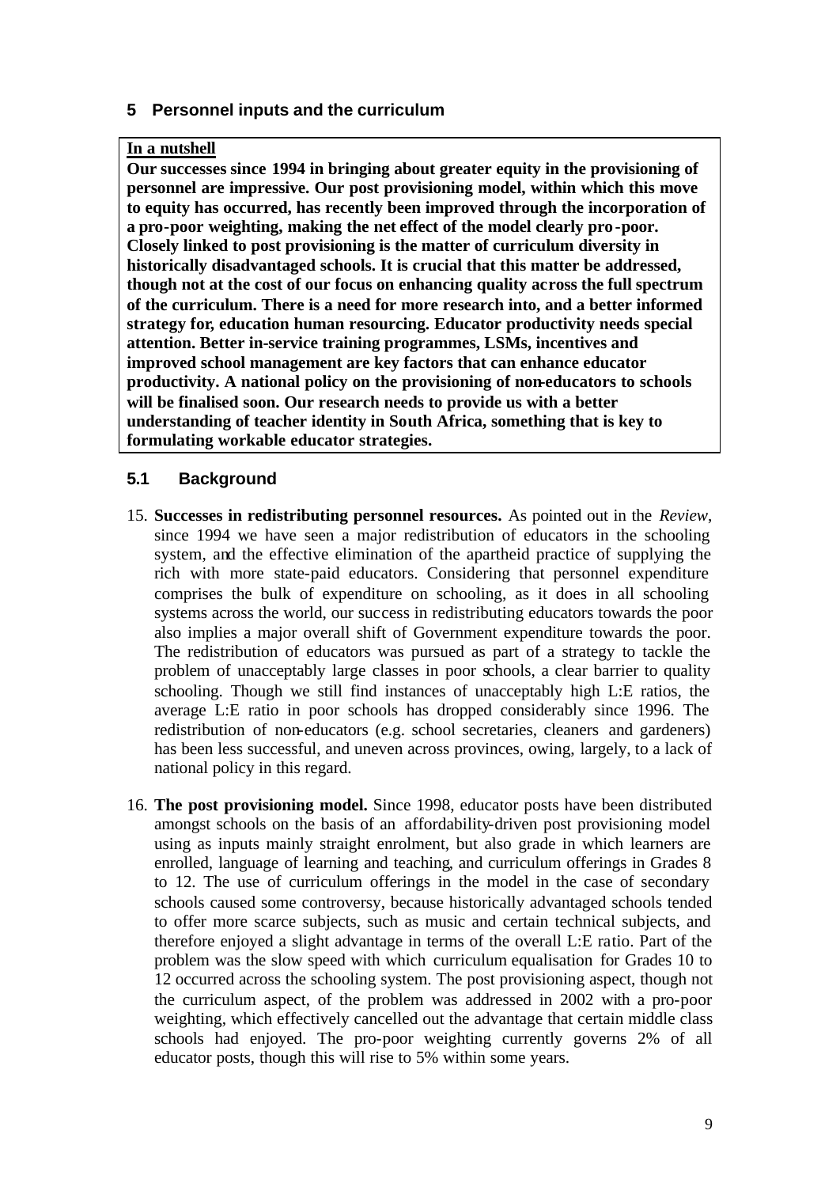## 5 Personnel inputs and the curriculum

**In a nutshell**

**Our successes since 1994 in bringing about greater equity in the provisioning of personnel are impressive. Our post provisioning model, within which this move to equity has occurred, has recently been improved through the incorporation of a pro-poor weighting, making the net effect of the model clearly pro-poor. Closely linked to post provisioning is the matter of curriculum diversity in historically disadvantaged schools. It is crucial that this matter be addressed, though not at the cost of our focus on enhancing quality across the full spectrum of the curriculum. There is a need for more research into, and a better informed strategy for, education human resourcing. Educator productivity needs special attention. Better in-service training programmes, LSMs, incentives and improved school management are key factors that can enhance educator productivity. A national policy on the provisioning of non-educators to schools will be finalised soon. Our research needs to provide us with a better understanding of teacher identity in South Africa, something that is key to formulating workable educator strategies.**

### 5.1 Background

15. **Successes in redistributing personnel resources.** As pointed out in the *Review*, since 1994 we have seen a major redistribution of educators in the schooling system, and the effective elimination of the apartheid practice of supplying the rich with more state-paid educators. Considering that personnel expenditure comprises the bulk of expenditure on schooling, as it does in all schooling systems across the world, our success in redistributing educators towards the poor also implies a major overall shift of Government expenditure towards the poor. The redistribution of educators was pursued as part of a strategy to tackle the problem of unacceptably large classes in poor schools, a clear barrier to quality schooling. Though we still find instances of unacceptably high L:E ratios, the average L:E ratio in poor schools has dropped considerably since 1996. The redistribution of non-educators (e.g. school secretaries, cleaners and gardeners) has been less successful, and uneven across provinces, owing, largely, to a lack of national policy in this regard.

16. **The post provisioning model.** Since 1998, educator posts have been distributed amongst schools on the basis of an affordability-driven post provisioning model using as inputs mainly straight enrolment, but also grade in which learners are enrolled, language of learning and teaching, and curriculum offerings in Grades 8 to 12. The use of curriculum offerings in the model in the case of secondary schools caused some controversy, because historically advantaged schools tended to offer more scarce subjects, such as music and certain technical subjects, and therefore enjoyed a slight advantage in terms of the overall L:E ratio. Part of the problem was the slow speed with which curriculum equalisation for Grades 10 to 12 occurred across the schooling system. The post provisioning aspect, though not the curriculum aspect, of the problem was addressed in 2002 with a pro-poor weighting, which effectively cancelled out the advantage that certain middle class schools had enjoyed. The pro-poor weighting currently governs 2% of all educator posts, though this will rise to 5% within some years.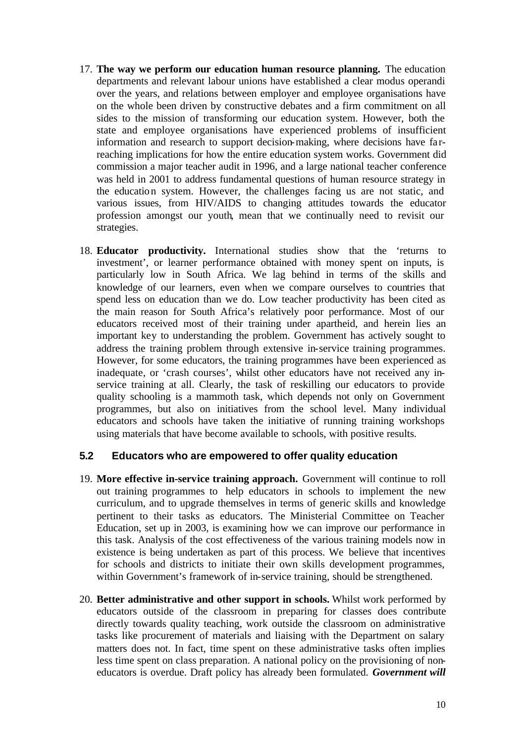17. **The way we perform our education human resource planning.** The education departments and relevant labour unions have established a clear modus operandi over the years, and relations between employer and employee organisations have on the whole been driven by constructive debates and a firm commitment on all sides to the mission of transforming our education system. However, both the state and employee organisations have experienced problems of insufficient information and research to support decision-making, where decisions have far-reaching implications for how the entire education system works. Government did commission a major teacher audit in 1996, and a large national teacher conference was held in 2001 to address fundamental questions of human resource strategy in the education system. However, the challenges facing us are not static, and various issues, from HIV/AIDS to changing attitudes towards the educator profession amongst our youth, mean that we continually need to revisit our strategies.

18. **Educator productivity.** International studies show that the 'returns to investment', or learner performance obtained with money spent on inputs, is particularly low in South Africa. We lag behind in terms of the skills and knowledge of our learners, even when we compare ourselves to countries that spend less on education than we do. Low teacher productivity has been cited as the main reason for South Africa's relatively poor performance. Most of our educators received most of their training under apartheid, and herein lies an important key to understanding the problem. Government has actively sought to address the training problem through extensive in-service training programmes. However, for some educators, the training programmes have been experienced as inadequate, or 'crash courses', whilst other educators have not received any in-service training at all. Clearly, the task of reskilling our educators to provide quality schooling is a mammoth task, which depends not only on Government programmes, but also on initiatives from the school level. Many individual educators and schools have taken the initiative of running training workshops using materials that have become available to schools, with positive results.

### 5.2 Educators who are empowered to offer quality education

19. **More effective in-service training approach.** Government will continue to roll out training programmes to help educators in schools to implement the new curriculum, and to upgrade themselves in terms of generic skills and knowledge pertinent to their tasks as educators. The Ministerial Committee on Teacher Education, set up in 2003, is examining how we can improve our performance in this task. Analysis of the cost effectiveness of the various training models now in existence is being undertaken as part of this process. We believe that incentives for schools and districts to initiate their own skills development programmes, within Government's framework of in-service training, should be strengthened.

20. **Better administrative and other support in schools.** Whilst work performed by educators outside of the classroom in preparing for classes does contribute directly towards quality teaching, work outside the classroom on administrative tasks like procurement of materials and liaising with the Department on salary matters does not. In fact, time spent on these administrative tasks often implies less time spent on class preparation. A national policy on the provisioning of non-educators is overdue. Draft policy has already been formulated. ***Government will***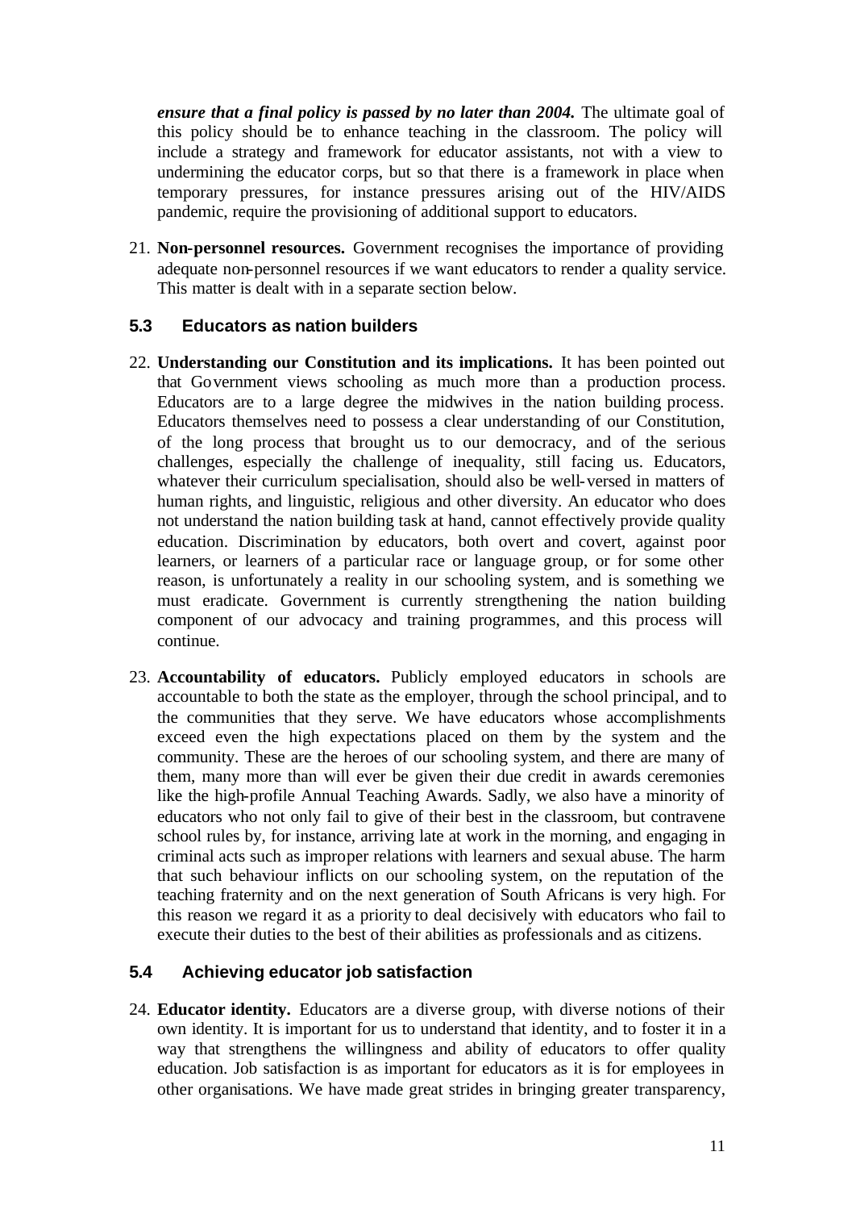***ensure that a final policy is passed by no later than 2004.*** The ultimate goal of this policy should be to enhance teaching in the classroom. The policy will include a strategy and framework for educator assistants, not with a view to undermining the educator corps, but so that there is a framework in place when temporary pressures, for instance pressures arising out of the HIV/AIDS pandemic, require the provisioning of additional support to educators.

21. **Non-personnel resources.** Government recognises the importance of providing adequate non-personnel resources if we want educators to render a quality service. This matter is dealt with in a separate section below.

### 5.3 Educators as nation builders

22. **Understanding our Constitution and its implications.** It has been pointed out that Government views schooling as much more than a production process. Educators are to a large degree the midwives in the nation building process. Educators themselves need to possess a clear understanding of our Constitution, of the long process that brought us to our democracy, and of the serious challenges, especially the challenge of inequality, still facing us. Educators, whatever their curriculum specialisation, should also be well-versed in matters of human rights, and linguistic, religious and other diversity. An educator who does not understand the nation building task at hand, cannot effectively provide quality education. Discrimination by educators, both overt and covert, against poor learners, or learners of a particular race or language group, or for some other reason, is unfortunately a reality in our schooling system, and is something we must eradicate. Government is currently strengthening the nation building component of our advocacy and training programmes, and this process will continue.

23. **Accountability of educators.** Publicly employed educators in schools are accountable to both the state as the employer, through the school principal, and to the communities that they serve. We have educators whose accomplishments exceed even the high expectations placed on them by the system and the community. These are the heroes of our schooling system, and there are many of them, many more than will ever be given their due credit in awards ceremonies like the high-profile Annual Teaching Awards. Sadly, we also have a minority of educators who not only fail to give of their best in the classroom, but contravene school rules by, for instance, arriving late at work in the morning, and engaging in criminal acts such as improper relations with learners and sexual abuse. The harm that such behaviour inflicts on our schooling system, on the reputation of the teaching fraternity and on the next generation of South Africans is very high. For this reason we regard it as a priority to deal decisively with educators who fail to execute their duties to the best of their abilities as professionals and as citizens.

### 5.4 Achieving educator job satisfaction

24. **Educator identity.** Educators are a diverse group, with diverse notions of their own identity. It is important for us to understand that identity, and to foster it in a way that strengthens the willingness and ability of educators to offer quality education. Job satisfaction is as important for educators as it is for employees in other organisations. We have made great strides in bringing greater transparency,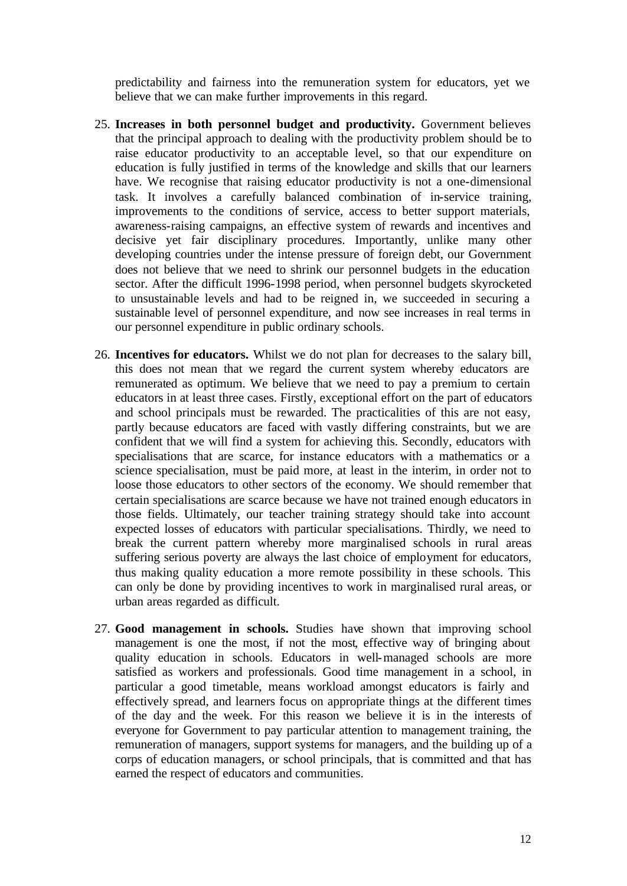predictability and fairness into the remuneration system for educators, yet we believe that we can make further improvements in this regard.

25. **Increases in both personnel budget and productivity.** Government believes that the principal approach to dealing with the productivity problem should be to raise educator productivity to an acceptable level, so that our expenditure on education is fully justified in terms of the knowledge and skills that our learners have. We recognise that raising educator productivity is not a one-dimensional task. It involves a carefully balanced combination of in-service training, improvements to the conditions of service, access to better support materials, awareness-raising campaigns, an effective system of rewards and incentives and decisive yet fair disciplinary procedures. Importantly, unlike many other developing countries under the intense pressure of foreign debt, our Government does not believe that we need to shrink our personnel budgets in the education sector. After the difficult 1996-1998 period, when personnel budgets skyrocketed to unsustainable levels and had to be reigned in, we succeeded in securing a sustainable level of personnel expenditure, and now see increases in real terms in our personnel expenditure in public ordinary schools.

26. **Incentives for educators.** Whilst we do not plan for decreases to the salary bill, this does not mean that we regard the current system whereby educators are remunerated as optimum. We believe that we need to pay a premium to certain educators in at least three cases. Firstly, exceptional effort on the part of educators and school principals must be rewarded. The practicalities of this are not easy, partly because educators are faced with vastly differing constraints, but we are confident that we will find a system for achieving this. Secondly, educators with specialisations that are scarce, for instance educators with a mathematics or a science specialisation, must be paid more, at least in the interim, in order not to loose those educators to other sectors of the economy. We should remember that certain specialisations are scarce because we have not trained enough educators in those fields. Ultimately, our teacher training strategy should take into account expected losses of educators with particular specialisations. Thirdly, we need to break the current pattern whereby more marginalised schools in rural areas suffering serious poverty are always the last choice of employment for educators, thus making quality education a more remote possibility in these schools. This can only be done by providing incentives to work in marginalised rural areas, or urban areas regarded as difficult.

27. **Good management in schools.** Studies have shown that improving school management is one the most, if not the most, effective way of bringing about quality education in schools. Educators in well-managed schools are more satisfied as workers and professionals. Good time management in a school, in particular a good timetable, means workload amongst educators is fairly and effectively spread, and learners focus on appropriate things at the different times of the day and the week. For this reason we believe it is in the interests of everyone for Government to pay particular attention to management training, the remuneration of managers, support systems for managers, and the building up of a corps of education managers, or school principals, that is committed and that has earned the respect of educators and communities.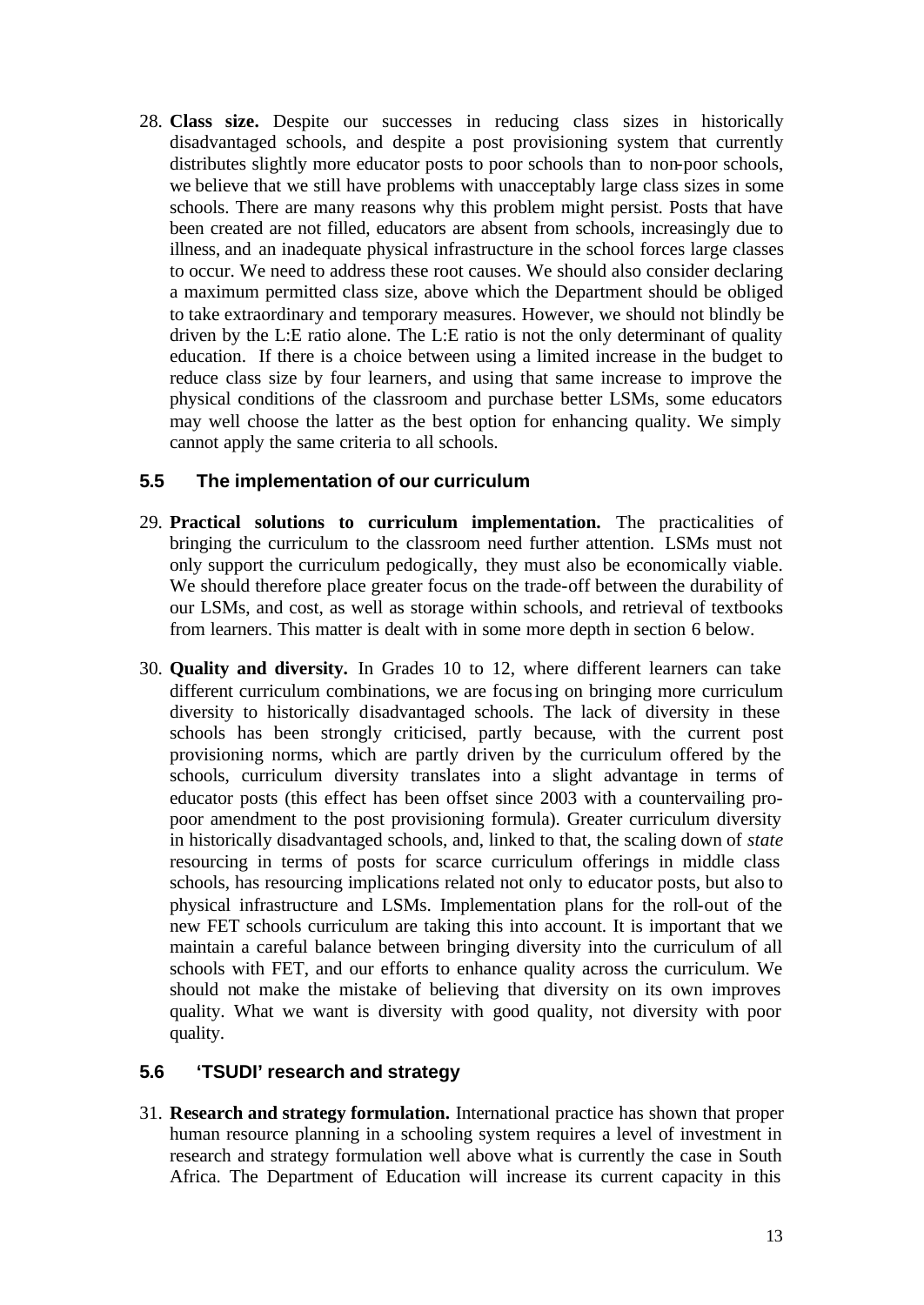28. **Class size.** Despite our successes in reducing class sizes in historically disadvantaged schools, and despite a post provisioning system that currently distributes slightly more educator posts to poor schools than to non-poor schools, we believe that we still have problems with unacceptably large class sizes in some schools. There are many reasons why this problem might persist. Posts that have been created are not filled, educators are absent from schools, increasingly due to illness, and an inadequate physical infrastructure in the school forces large classes to occur. We need to address these root causes. We should also consider declaring a maximum permitted class size, above which the Department should be obliged to take extraordinary and temporary measures. However, we should not blindly be driven by the L:E ratio alone. The L:E ratio is not the only determinant of quality education. If there is a choice between using a limited increase in the budget to reduce class size by four learners, and using that same increase to improve the physical conditions of the classroom and purchase better LSMs, some educators may well choose the latter as the best option for enhancing quality. We simply cannot apply the same criteria to all schools.

### 5.5 The implementation of our curriculum

29. **Practical solutions to curriculum implementation.** The practicalities of bringing the curriculum to the classroom need further attention. LSMs must not only support the curriculum pedogically, they must also be economically viable. We should therefore place greater focus on the trade-off between the durability of our LSMs, and cost, as well as storage within schools, and retrieval of textbooks from learners. This matter is dealt with in some more depth in section 6 below.

30. **Quality and diversity.** In Grades 10 to 12, where different learners can take different curriculum combinations, we are focusing on bringing more curriculum diversity to historically disadvantaged schools. The lack of diversity in these schools has been strongly criticised, partly because, with the current post provisioning norms, which are partly driven by the curriculum offered by the schools, curriculum diversity translates into a slight advantage in terms of educator posts (this effect has been offset since 2003 with a countervailing pro-poor amendment to the post provisioning formula). Greater curriculum diversity in historically disadvantaged schools, and, linked to that, the scaling down of *state* resourcing in terms of posts for scarce curriculum offerings in middle class schools, has resourcing implications related not only to educator posts, but also to physical infrastructure and LSMs. Implementation plans for the roll-out of the new FET schools curriculum are taking this into account. It is important that we maintain a careful balance between bringing diversity into the curriculum of all schools with FET, and our efforts to enhance quality across the curriculum. We should not make the mistake of believing that diversity on its own improves quality. What we want is diversity with good quality, not diversity with poor quality.

### 5.6 'TSUDI' research and strategy

31. **Research and strategy formulation.** International practice has shown that proper human resource planning in a schooling system requires a level of investment in research and strategy formulation well above what is currently the case in South Africa. The Department of Education will increase its current capacity in this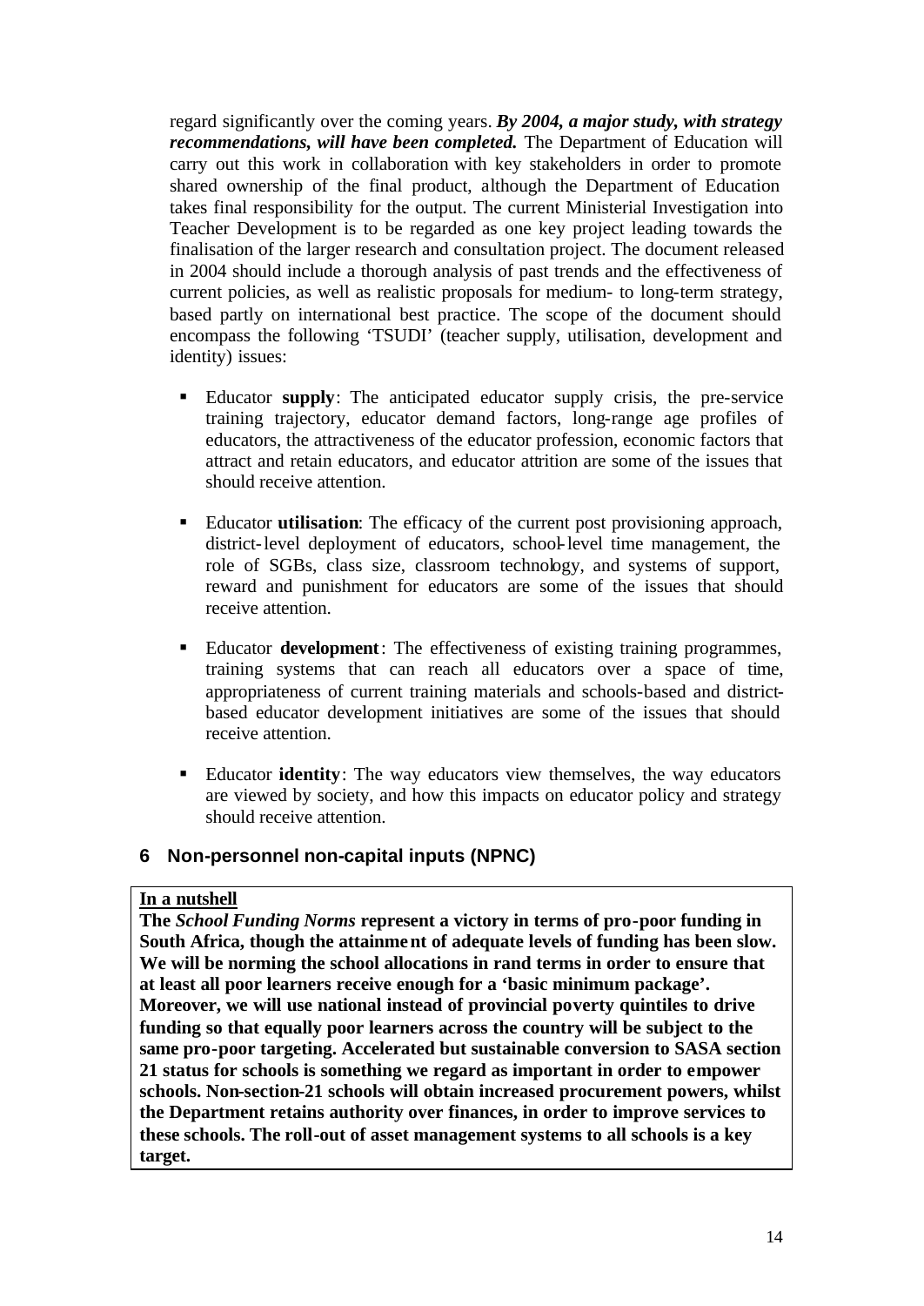regard significantly over the coming years. ***By 2004, a major study, with strategy recommendations, will have been completed.*** The Department of Education will carry out this work in collaboration with key stakeholders in order to promote shared ownership of the final product, although the Department of Education takes final responsibility for the output. The current Ministerial Investigation into Teacher Development is to be regarded as one key project leading towards the finalisation of the larger research and consultation project. The document released in 2004 should include a thorough analysis of past trends and the effectiveness of current policies, as well as realistic proposals for medium- to long-term strategy, based partly on international best practice. The scope of the document should encompass the following 'TSUDI' (teacher supply, utilisation, development and identity) issues:

- Educator **supply**: The anticipated educator supply crisis, the pre-service training trajectory, educator demand factors, long-range age profiles of educators, the attractiveness of the educator profession, economic factors that attract and retain educators, and educator attrition are some of the issues that should receive attention.
- Educator **utilisation**: The efficacy of the current post provisioning approach, district-level deployment of educators, school-level time management, the role of SGBs, class size, classroom technology, and systems of support, reward and punishment for educators are some of the issues that should receive attention.
- Educator **development**: The effectiveness of existing training programmes, training systems that can reach all educators over a space of time, appropriateness of current training materials and schools-based and district-based educator development initiatives are some of the issues that should receive attention.
- Educator **identity**: The way educators view themselves, the way educators are viewed by society, and how this impacts on educator policy and strategy should receive attention.

## 6 Non-personnel non-capital inputs (NPNC)

**In a nutshell**

**The *School Funding Norms* represent a victory in terms of pro-poor funding in South Africa, though the attainment of adequate levels of funding has been slow. We will be norming the school allocations in rand terms in order to ensure that at least all poor learners receive enough for a 'basic minimum package'. Moreover, we will use national instead of provincial poverty quintiles to drive funding so that equally poor learners across the country will be subject to the same pro-poor targeting. Accelerated but sustainable conversion to SASA section 21 status for schools is something we regard as important in order to empower schools. Non-section-21 schools will obtain increased procurement powers, whilst the Department retains authority over finances, in order to improve services to these schools. The roll-out of asset management systems to all schools is a key target.**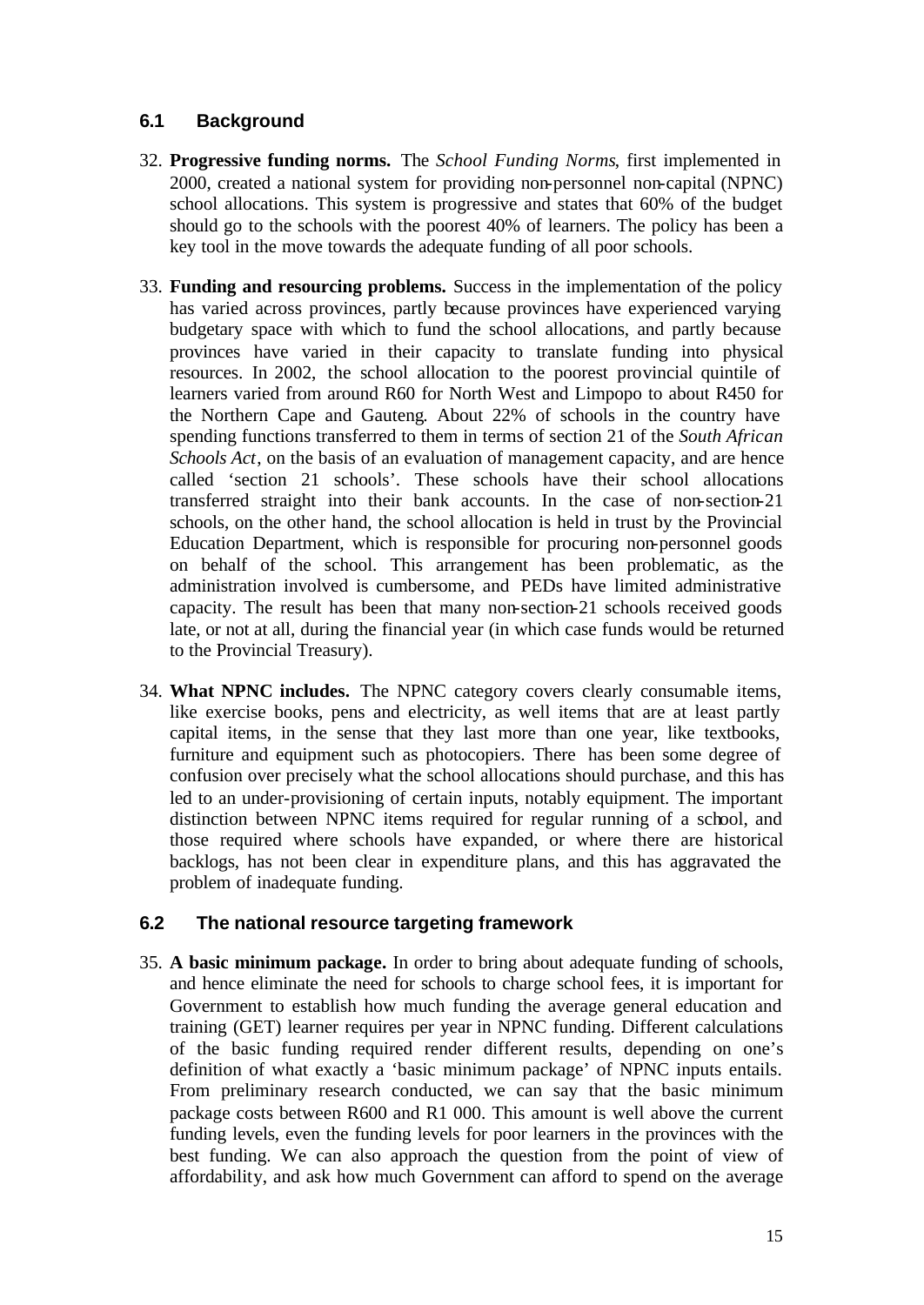## 6.1 Background

32. **Progressive funding norms.** The *School Funding Norms*, first implemented in 2000, created a national system for providing non-personnel non-capital (NPNC) school allocations. This system is progressive and states that 60% of the budget should go to the schools with the poorest 40% of learners. The policy has been a key tool in the move towards the adequate funding of all poor schools.

33. **Funding and resourcing problems.** Success in the implementation of the policy has varied across provinces, partly because provinces have experienced varying budgetary space with which to fund the school allocations, and partly because provinces have varied in their capacity to translate funding into physical resources. In 2002, the school allocation to the poorest provincial quintile of learners varied from around R60 for North West and Limpopo to about R450 for the Northern Cape and Gauteng. About 22% of schools in the country have spending functions transferred to them in terms of section 21 of the *South African Schools Act*, on the basis of an evaluation of management capacity, and are hence called 'section 21 schools'. These schools have their school allocations transferred straight into their bank accounts. In the case of non-section-21 schools, on the other hand, the school allocation is held in trust by the Provincial Education Department, which is responsible for procuring non-personnel goods on behalf of the school. This arrangement has been problematic, as the administration involved is cumbersome, and PEDs have limited administrative capacity. The result has been that many non-section-21 schools received goods late, or not at all, during the financial year (in which case funds would be returned to the Provincial Treasury).

34. **What NPNC includes.** The NPNC category covers clearly consumable items, like exercise books, pens and electricity, as well items that are at least partly capital items, in the sense that they last more than one year, like textbooks, furniture and equipment such as photocopiers. There has been some degree of confusion over precisely what the school allocations should purchase, and this has led to an under-provisioning of certain inputs, notably equipment. The important distinction between NPNC items required for regular running of a school, and those required where schools have expanded, or where there are historical backlogs, has not been clear in expenditure plans, and this has aggravated the problem of inadequate funding.

## 6.2 The national resource targeting framework

35. **A basic minimum package.** In order to bring about adequate funding of schools, and hence eliminate the need for schools to charge school fees, it is important for Government to establish how much funding the average general education and training (GET) learner requires per year in NPNC funding. Different calculations of the basic funding required render different results, depending on one's definition of what exactly a 'basic minimum package' of NPNC inputs entails. From preliminary research conducted, we can say that the basic minimum package costs between R600 and R1 000. This amount is well above the current funding levels, even the funding levels for poor learners in the provinces with the best funding. We can also approach the question from the point of view of affordability, and ask how much Government can afford to spend on the average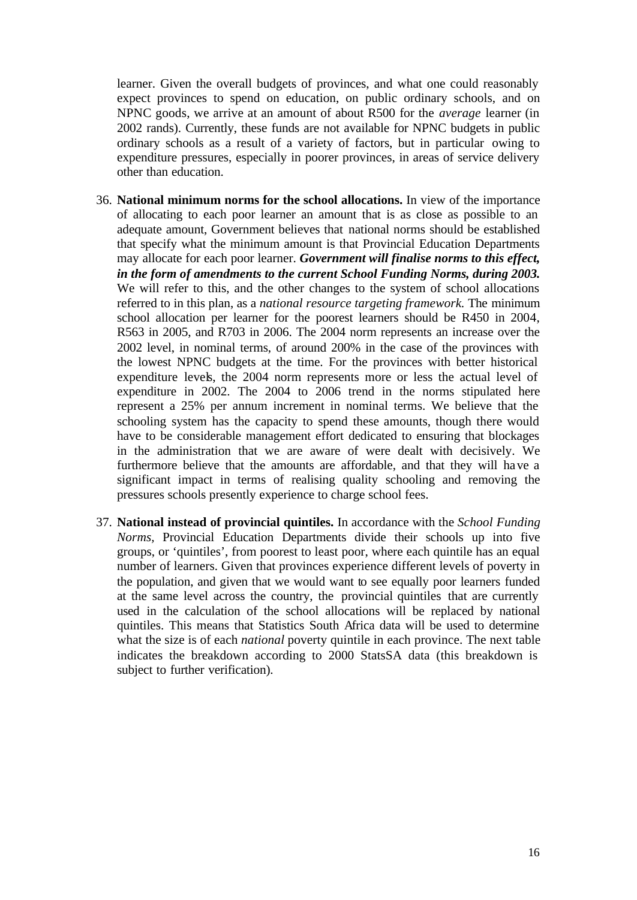learner. Given the overall budgets of provinces, and what one could reasonably expect provinces to spend on education, on public ordinary schools, and on NPNC goods, we arrive at an amount of about R500 for the *average* learner (in 2002 rands). Currently, these funds are not available for NPNC budgets in public ordinary schools as a result of a variety of factors, but in particular owing to expenditure pressures, especially in poorer provinces, in areas of service delivery other than education.

36. **National minimum norms for the school allocations.** In view of the importance of allocating to each poor learner an amount that is as close as possible to an adequate amount, Government believes that national norms should be established that specify what the minimum amount is that Provincial Education Departments may allocate for each poor learner. ***Government will finalise norms to this effect, in the form of amendments to the current School Funding Norms, during 2003.*** We will refer to this, and the other changes to the system of school allocations referred to in this plan, as a *national resource targeting framework.* The minimum school allocation per learner for the poorest learners should be R450 in 2004, R563 in 2005, and R703 in 2006. The 2004 norm represents an increase over the 2002 level, in nominal terms, of around 200% in the case of the provinces with the lowest NPNC budgets at the time. For the provinces with better historical expenditure levels, the 2004 norm represents more or less the actual level of expenditure in 2002. The 2004 to 2006 trend in the norms stipulated here represent a 25% per annum increment in nominal terms. We believe that the schooling system has the capacity to spend these amounts, though there would have to be considerable management effort dedicated to ensuring that blockages in the administration that we are aware of were dealt with decisively. We furthermore believe that the amounts are affordable, and that they will have a significant impact in terms of realising quality schooling and removing the pressures schools presently experience to charge school fees.

37. **National instead of provincial quintiles.** In accordance with the *School Funding Norms,* Provincial Education Departments divide their schools up into five groups, or 'quintiles', from poorest to least poor, where each quintile has an equal number of learners. Given that provinces experience different levels of poverty in the population, and given that we would want to see equally poor learners funded at the same level across the country, the provincial quintiles that are currently used in the calculation of the school allocations will be replaced by national quintiles. This means that Statistics South Africa data will be used to determine what the size is of each *national* poverty quintile in each province. The next table indicates the breakdown according to 2000 StatsSA data (this breakdown is subject to further verification).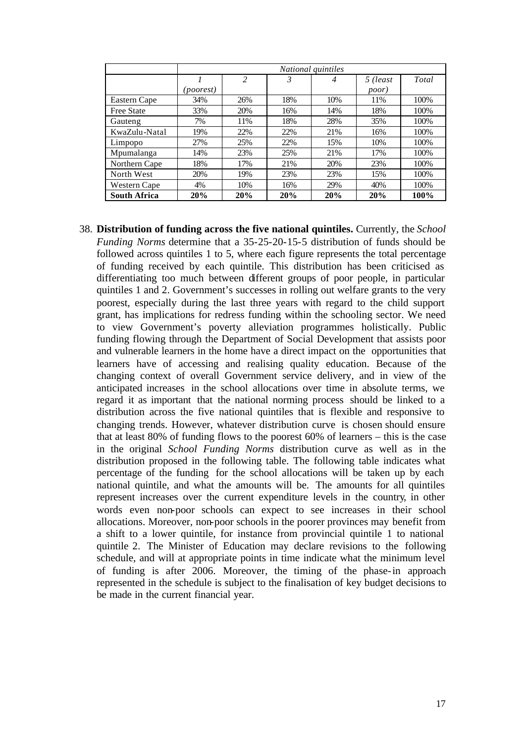| | *National quintiles* | | | | | |
|---|---|---|---|---|---|---|
| | *1 (poorest)* | *2* | *3* | *4* | *5 (least poor)* | *Total* |
| Eastern Cape | 34% | 26% | 18% | 10% | 11% | 100% |
| Free State | 33% | 20% | 16% | 14% | 18% | 100% |
| Gauteng | 7% | 11% | 18% | 28% | 35% | 100% |
| KwaZulu-Natal | 19% | 22% | 22% | 21% | 16% | 100% |
| Limpopo | 27% | 25% | 22% | 15% | 10% | 100% |
| Mpumalanga | 14% | 23% | 25% | 21% | 17% | 100% |
| Northern Cape | 18% | 17% | 21% | 20% | 23% | 100% |
| North West | 20% | 19% | 23% | 23% | 15% | 100% |
| Western Cape | 4% | 10% | 16% | 29% | 40% | 100% |
| **South Africa** | **20%** | **20%** | **20%** | **20%** | **20%** | **100%** |

38. **Distribution of funding across the five national quintiles.** Currently, the *School Funding Norms* determine that a 35-25-20-15-5 distribution of funds should be followed across quintiles 1 to 5, where each figure represents the total percentage of funding received by each quintile. This distribution has been criticised as differentiating too much between different groups of poor people, in particular quintiles 1 and 2. Government's successes in rolling out welfare grants to the very poorest, especially during the last three years with regard to the child support grant, has implications for redress funding within the schooling sector. We need to view Government's poverty alleviation programmes holistically. Public funding flowing through the Department of Social Development that assists poor and vulnerable learners in the home have a direct impact on the opportunities that learners have of accessing and realising quality education. Because of the changing context of overall Government service delivery, and in view of the anticipated increases in the school allocations over time in absolute terms, we regard it as important that the national norming process should be linked to a distribution across the five national quintiles that is flexible and responsive to changing trends. However, whatever distribution curve is chosen should ensure that at least 80% of funding flows to the poorest 60% of learners – this is the case in the original *School Funding Norms* distribution curve as well as in the distribution proposed in the following table. The following table indicates what percentage of the funding for the school allocations will be taken up by each national quintile, and what the amounts will be. The amounts for all quintiles represent increases over the current expenditure levels in the country, in other words even non-poor schools can expect to see increases in their school allocations. Moreover, non-poor schools in the poorer provinces may benefit from a shift to a lower quintile, for instance from provincial quintile 1 to national quintile 2. The Minister of Education may declare revisions to the following schedule, and will at appropriate points in time indicate what the minimum level of funding is after 2006. Moreover, the timing of the phase-in approach represented in the schedule is subject to the finalisation of key budget decisions to be made in the current financial year.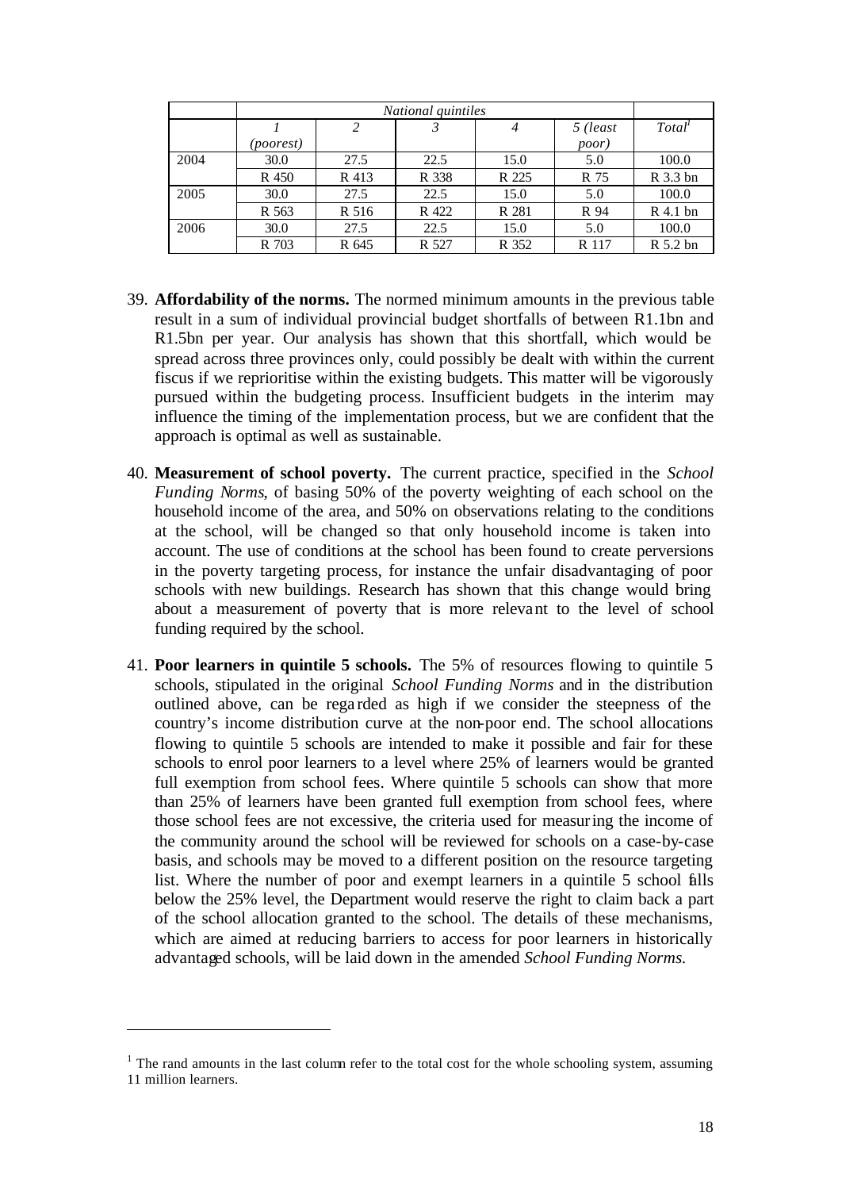| | *National quintiles* | | | | | |
|---|---|---|---|---|---|---|
| | *1 (poorest)* | *2* | *3* | *4* | *5 (least poor)* | *Total*[1] |
| 2004 | 30.0 | 27.5 | 22.5 | 15.0 | 5.0 | 100.0 |
| | R 450 | R 413 | R 338 | R 225 | R 75 | R 3.3 bn |
| 2005 | 30.0 | 27.5 | 22.5 | 15.0 | 5.0 | 100.0 |
| | R 563 | R 516 | R 422 | R 281 | R 94 | R 4.1 bn |
| 2006 | 30.0 | 27.5 | 22.5 | 15.0 | 5.0 | 100.0 |
| | R 703 | R 645 | R 527 | R 352 | R 117 | R 5.2 bn |

39. **Affordability of the norms.** The normed minimum amounts in the previous table result in a sum of individual provincial budget shortfalls of between R1.1bn and R1.5bn per year. Our analysis has shown that this shortfall, which would be spread across three provinces only, could possibly be dealt with within the current fiscus if we reprioritise within the existing budgets. This matter will be vigorously pursued within the budgeting process. Insufficient budgets in the interim may influence the timing of the implementation process, but we are confident that the approach is optimal as well as sustainable.

40. **Measurement of school poverty.** The current practice, specified in the *School Funding Norms*, of basing 50% of the poverty weighting of each school on the household income of the area, and 50% on observations relating to the conditions at the school, will be changed so that only household income is taken into account. The use of conditions at the school has been found to create perversions in the poverty targeting process, for instance the unfair disadvantaging of poor schools with new buildings. Research has shown that this change would bring about a measurement of poverty that is more relevant to the level of school funding required by the school.

41. **Poor learners in quintile 5 schools.** The 5% of resources flowing to quintile 5 schools, stipulated in the original *School Funding Norms* and in the distribution outlined above, can be regarded as high if we consider the steepness of the country's income distribution curve at the non-poor end. The school allocations flowing to quintile 5 schools are intended to make it possible and fair for these schools to enrol poor learners to a level where 25% of learners would be granted full exemption from school fees. Where quintile 5 schools can show that more than 25% of learners have been granted full exemption from school fees, where those school fees are not excessive, the criteria used for measuring the income of the community around the school will be reviewed for schools on a case-by-case basis, and schools may be moved to a different position on the resource targeting list. Where the number of poor and exempt learners in a quintile 5 school falls below the 25% level, the Department would reserve the right to claim back a part of the school allocation granted to the school. The details of these mechanisms, which are aimed at reducing barriers to access for poor learners in historically advantaged schools, will be laid down in the amended *School Funding Norms.*

---

[1] The rand amounts in the last column refer to the total cost for the whole schooling system, assuming 11 million learners.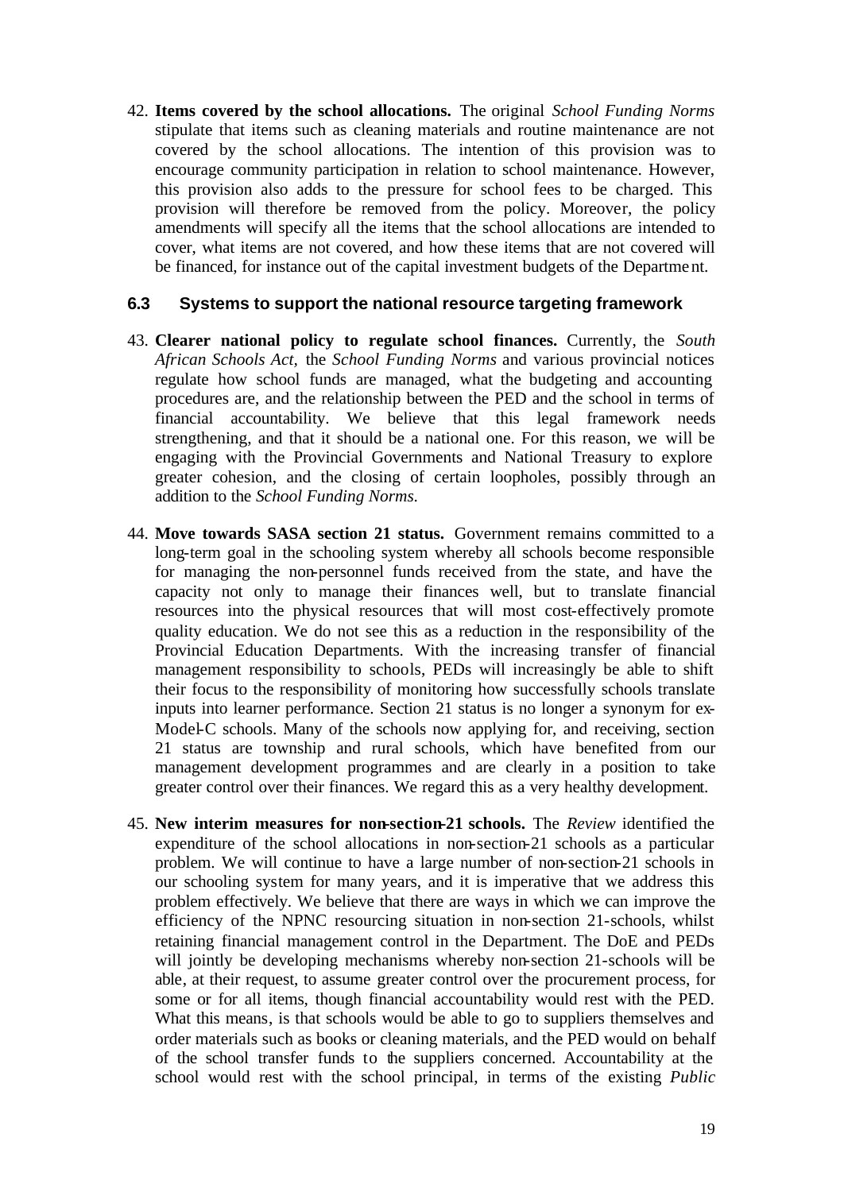42. **Items covered by the school allocations.** The original *School Funding Norms* stipulate that items such as cleaning materials and routine maintenance are not covered by the school allocations. The intention of this provision was to encourage community participation in relation to school maintenance. However, this provision also adds to the pressure for school fees to be charged. This provision will therefore be removed from the policy. Moreover, the policy amendments will specify all the items that the school allocations are intended to cover, what items are not covered, and how these items that are not covered will be financed, for instance out of the capital investment budgets of the Department.

### 6.3 Systems to support the national resource targeting framework

43. **Clearer national policy to regulate school finances.** Currently, the *South African Schools Act*, the *School Funding Norms* and various provincial notices regulate how school funds are managed, what the budgeting and accounting procedures are, and the relationship between the PED and the school in terms of financial accountability. We believe that this legal framework needs strengthening, and that it should be a national one. For this reason, we will be engaging with the Provincial Governments and National Treasury to explore greater cohesion, and the closing of certain loopholes, possibly through an addition to the *School Funding Norms*.

44. **Move towards SASA section 21 status.** Government remains committed to a long-term goal in the schooling system whereby all schools become responsible for managing the non-personnel funds received from the state, and have the capacity not only to manage their finances well, but to translate financial resources into the physical resources that will most cost-effectively promote quality education. We do not see this as a reduction in the responsibility of the Provincial Education Departments. With the increasing transfer of financial management responsibility to schools, PEDs will increasingly be able to shift their focus to the responsibility of monitoring how successfully schools translate inputs into learner performance. Section 21 status is no longer a synonym for ex-Model-C schools. Many of the schools now applying for, and receiving, section 21 status are township and rural schools, which have benefited from our management development programmes and are clearly in a position to take greater control over their finances. We regard this as a very healthy development.

45. **New interim measures for non-section-21 schools.** The *Review* identified the expenditure of the school allocations in non-section-21 schools as a particular problem. We will continue to have a large number of non-section-21 schools in our schooling system for many years, and it is imperative that we address this problem effectively. We believe that there are ways in which we can improve the efficiency of the NPNC resourcing situation in non-section 21-schools, whilst retaining financial management control in the Department. The DoE and PEDs will jointly be developing mechanisms whereby non-section 21-schools will be able, at their request, to assume greater control over the procurement process, for some or for all items, though financial accountability would rest with the PED. What this means, is that schools would be able to go to suppliers themselves and order materials such as books or cleaning materials, and the PED would on behalf of the school transfer funds to the suppliers concerned. Accountability at the school would rest with the school principal, in terms of the existing *Public*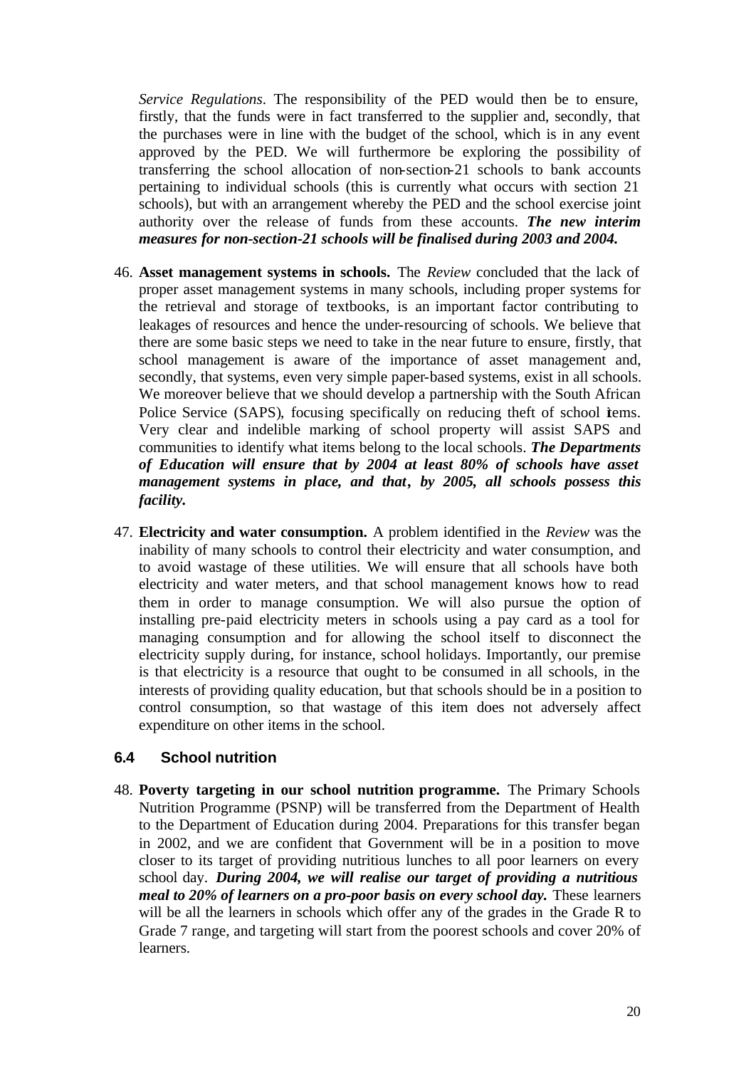*Service Regulations*. The responsibility of the PED would then be to ensure, firstly, that the funds were in fact transferred to the supplier and, secondly, that the purchases were in line with the budget of the school, which is in any event approved by the PED. We will furthermore be exploring the possibility of transferring the school allocation of non-section-21 schools to bank accounts pertaining to individual schools (this is currently what occurs with section 21 schools), but with an arrangement whereby the PED and the school exercise joint authority over the release of funds from these accounts. ***The new interim measures for non-section-21 schools will be finalised during 2003 and 2004.***

46. **Asset management systems in schools.** The *Review* concluded that the lack of proper asset management systems in many schools, including proper systems for the retrieval and storage of textbooks, is an important factor contributing to leakages of resources and hence the under-resourcing of schools. We believe that there are some basic steps we need to take in the near future to ensure, firstly, that school management is aware of the importance of asset management and, secondly, that systems, even very simple paper-based systems, exist in all schools. We moreover believe that we should develop a partnership with the South African Police Service (SAPS), focusing specifically on reducing theft of school items. Very clear and indelible marking of school property will assist SAPS and communities to identify what items belong to the local schools. ***The Departments of Education will ensure that by 2004 at least 80% of schools have asset management systems in place, and that, by 2005, all schools possess this facility.***

47. **Electricity and water consumption.** A problem identified in the *Review* was the inability of many schools to control their electricity and water consumption, and to avoid wastage of these utilities. We will ensure that all schools have both electricity and water meters, and that school management knows how to read them in order to manage consumption. We will also pursue the option of installing pre-paid electricity meters in schools using a pay card as a tool for managing consumption and for allowing the school itself to disconnect the electricity supply during, for instance, school holidays. Importantly, our premise is that electricity is a resource that ought to be consumed in all schools, in the interests of providing quality education, but that schools should be in a position to control consumption, so that wastage of this item does not adversely affect expenditure on other items in the school.

### 6.4 School nutrition

48. **Poverty targeting in our school nutrition programme.** The Primary Schools Nutrition Programme (PSNP) will be transferred from the Department of Health to the Department of Education during 2004. Preparations for this transfer began in 2002, and we are confident that Government will be in a position to move closer to its target of providing nutritious lunches to all poor learners on every school day. ***During 2004, we will realise our target of providing a nutritious meal to 20% of learners on a pro-poor basis on every school day.*** These learners will be all the learners in schools which offer any of the grades in the Grade R to Grade 7 range, and targeting will start from the poorest schools and cover 20% of learners.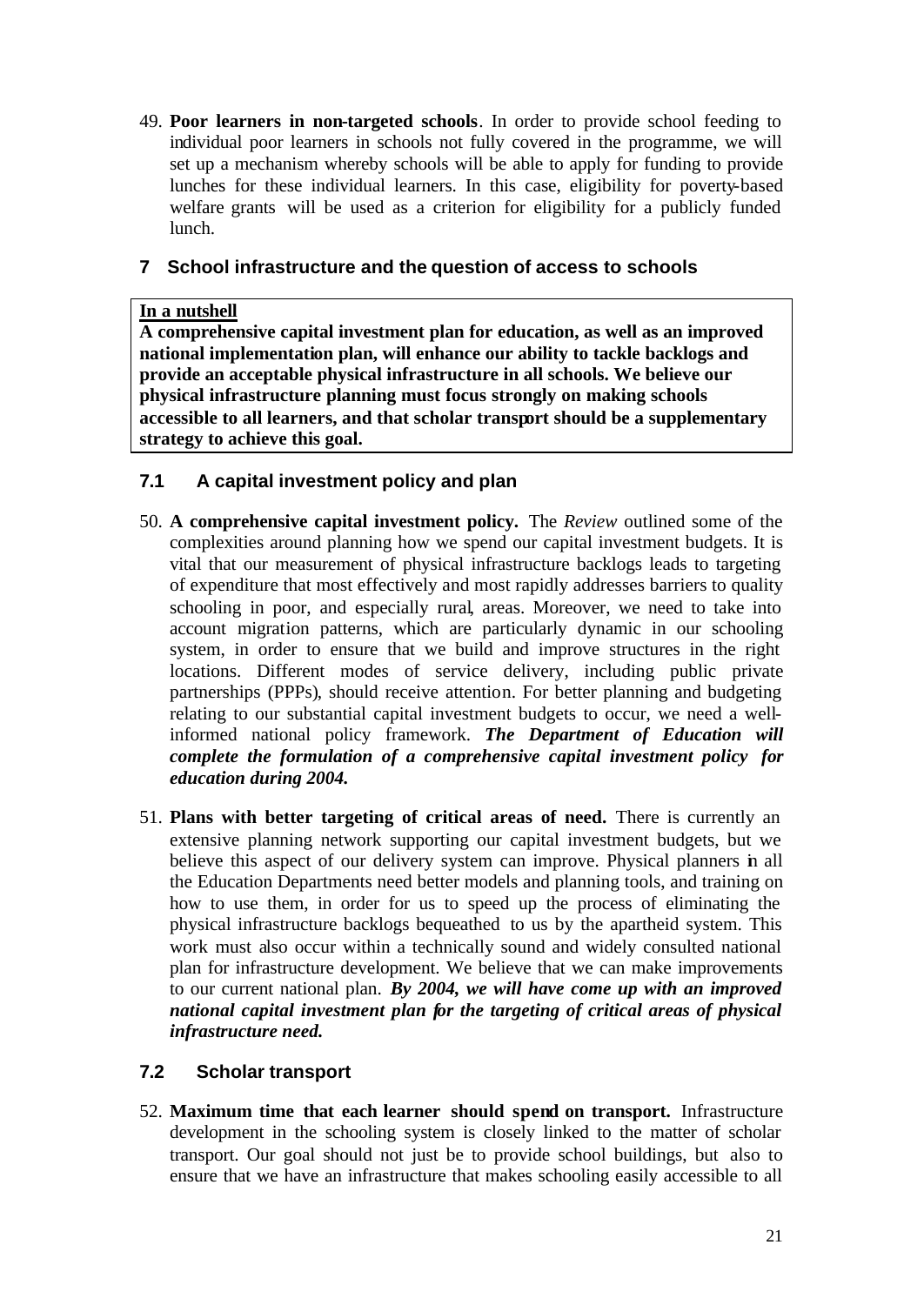49. **Poor learners in non-targeted schools**. In order to provide school feeding to individual poor learners in schools not fully covered in the programme, we will set up a mechanism whereby schools will be able to apply for funding to provide lunches for these individual learners. In this case, eligibility for poverty-based welfare grants will be used as a criterion for eligibility for a publicly funded lunch.

## 7 School infrastructure and the question of access to schools

**In a nutshell**

**A comprehensive capital investment plan for education, as well as an improved national implementation plan, will enhance our ability to tackle backlogs and provide an acceptable physical infrastructure in all schools. We believe our physical infrastructure planning must focus strongly on making schools accessible to all learners, and that scholar transport should be a supplementary strategy to achieve this goal.**

### 7.1 A capital investment policy and plan

50. **A comprehensive capital investment policy.** The *Review* outlined some of the complexities around planning how we spend our capital investment budgets. It is vital that our measurement of physical infrastructure backlogs leads to targeting of expenditure that most effectively and most rapidly addresses barriers to quality schooling in poor, and especially rural, areas. Moreover, we need to take into account migration patterns, which are particularly dynamic in our schooling system, in order to ensure that we build and improve structures in the right locations. Different modes of service delivery, including public private partnerships (PPPs), should receive attention. For better planning and budgeting relating to our substantial capital investment budgets to occur, we need a well-informed national policy framework. ***The Department of Education will complete the formulation of a comprehensive capital investment policy for education during 2004.***

51. **Plans with better targeting of critical areas of need.** There is currently an extensive planning network supporting our capital investment budgets, but we believe this aspect of our delivery system can improve. Physical planners in all the Education Departments need better models and planning tools, and training on how to use them, in order for us to speed up the process of eliminating the physical infrastructure backlogs bequeathed to us by the apartheid system. This work must also occur within a technically sound and widely consulted national plan for infrastructure development. We believe that we can make improvements to our current national plan. ***By 2004, we will have come up with an improved national capital investment plan for the targeting of critical areas of physical infrastructure need.***

### 7.2 Scholar transport

52. **Maximum time that each learner should spend on transport.** Infrastructure development in the schooling system is closely linked to the matter of scholar transport. Our goal should not just be to provide school buildings, but also to ensure that we have an infrastructure that makes schooling easily accessible to all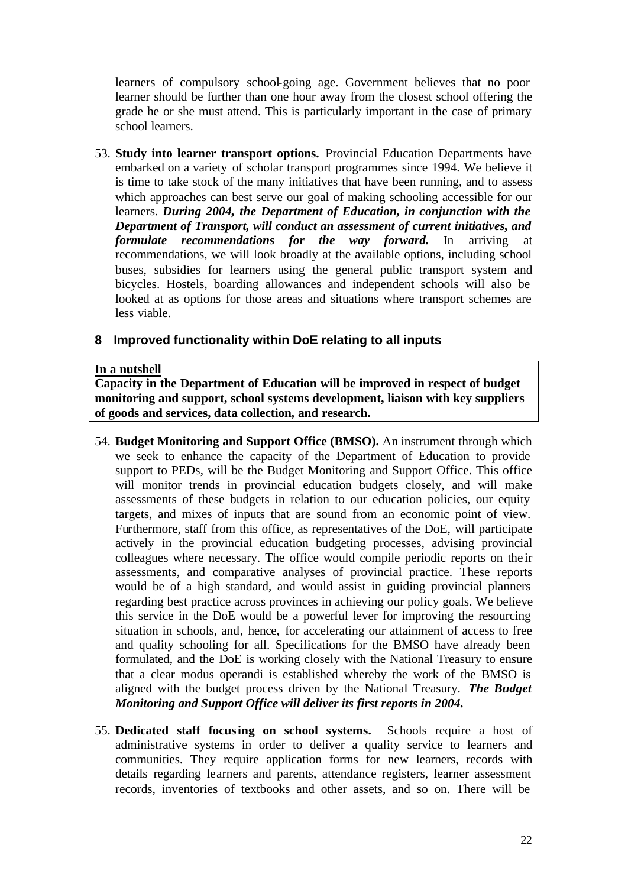learners of compulsory school-going age. Government believes that no poor learner should be further than one hour away from the closest school offering the grade he or she must attend. This is particularly important in the case of primary school learners.

53. **Study into learner transport options.** Provincial Education Departments have embarked on a variety of scholar transport programmes since 1994. We believe it is time to take stock of the many initiatives that have been running, and to assess which approaches can best serve our goal of making schooling accessible for our learners. ***During 2004, the Department of Education, in conjunction with the Department of Transport, will conduct an assessment of current initiatives, and formulate recommendations for the way forward.*** In arriving at recommendations, we will look broadly at the available options, including school buses, subsidies for learners using the general public transport system and bicycles. Hostels, boarding allowances and independent schools will also be looked at as options for those areas and situations where transport schemes are less viable.

## 8 Improved functionality within DoE relating to all inputs

**In a nutshell**
**Capacity in the Department of Education will be improved in respect of budget monitoring and support, school systems development, liaison with key suppliers of goods and services, data collection, and research.**

54. **Budget Monitoring and Support Office (BMSO).** An instrument through which we seek to enhance the capacity of the Department of Education to provide support to PEDs, will be the Budget Monitoring and Support Office. This office will monitor trends in provincial education budgets closely, and will make assessments of these budgets in relation to our education policies, our equity targets, and mixes of inputs that are sound from an economic point of view. Furthermore, staff from this office, as representatives of the DoE, will participate actively in the provincial education budgeting processes, advising provincial colleagues where necessary. The office would compile periodic reports on their assessments, and comparative analyses of provincial practice. These reports would be of a high standard, and would assist in guiding provincial planners regarding best practice across provinces in achieving our policy goals. We believe this service in the DoE would be a powerful lever for improving the resourcing situation in schools, and, hence, for accelerating our attainment of access to free and quality schooling for all. Specifications for the BMSO have already been formulated, and the DoE is working closely with the National Treasury to ensure that a clear modus operandi is established whereby the work of the BMSO is aligned with the budget process driven by the National Treasury. ***The Budget Monitoring and Support Office will deliver its first reports in 2004.***

55. **Dedicated staff focusing on school systems.** Schools require a host of administrative systems in order to deliver a quality service to learners and communities. They require application forms for new learners, records with details regarding learners and parents, attendance registers, learner assessment records, inventories of textbooks and other assets, and so on. There will be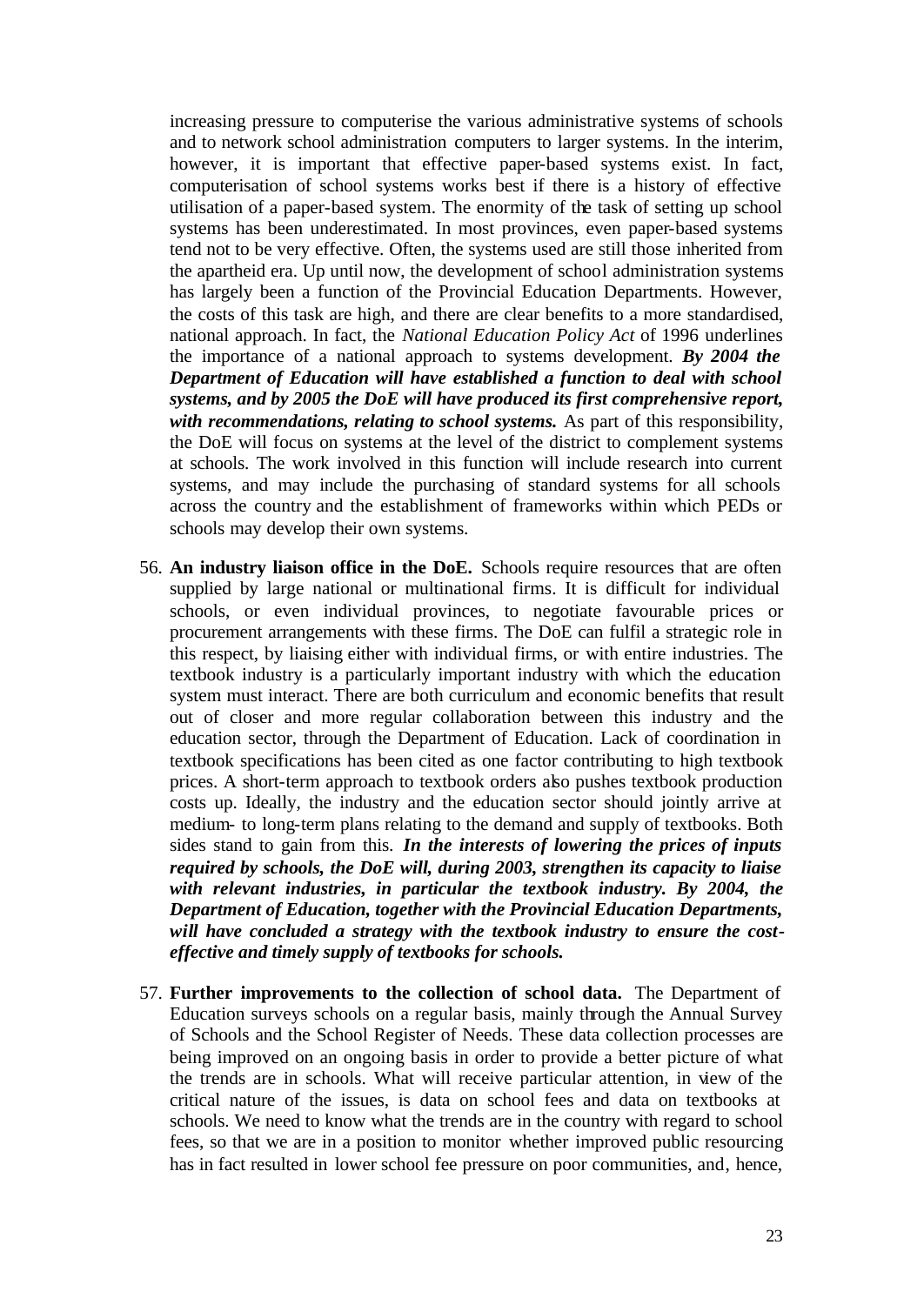increasing pressure to computerise the various administrative systems of schools and to network school administration computers to larger systems. In the interim, however, it is important that effective paper-based systems exist. In fact, computerisation of school systems works best if there is a history of effective utilisation of a paper-based system. The enormity of the task of setting up school systems has been underestimated. In most provinces, even paper-based systems tend not to be very effective. Often, the systems used are still those inherited from the apartheid era. Up until now, the development of school administration systems has largely been a function of the Provincial Education Departments. However, the costs of this task are high, and there are clear benefits to a more standardised, national approach. In fact, the *National Education Policy Act* of 1996 underlines the importance of a national approach to systems development. ***By 2004 the Department of Education will have established a function to deal with school systems, and by 2005 the DoE will have produced its first comprehensive report, with recommendations, relating to school systems.*** As part of this responsibility, the DoE will focus on systems at the level of the district to complement systems at schools. The work involved in this function will include research into current systems, and may include the purchasing of standard systems for all schools across the country and the establishment of frameworks within which PEDs or schools may develop their own systems.

56. **An industry liaison office in the DoE.** Schools require resources that are often supplied by large national or multinational firms. It is difficult for individual schools, or even individual provinces, to negotiate favourable prices or procurement arrangements with these firms. The DoE can fulfil a strategic role in this respect, by liaising either with individual firms, or with entire industries. The textbook industry is a particularly important industry with which the education system must interact. There are both curriculum and economic benefits that result out of closer and more regular collaboration between this industry and the education sector, through the Department of Education. Lack of coordination in textbook specifications has been cited as one factor contributing to high textbook prices. A short-term approach to textbook orders also pushes textbook production costs up. Ideally, the industry and the education sector should jointly arrive at medium- to long-term plans relating to the demand and supply of textbooks. Both sides stand to gain from this. ***In the interests of lowering the prices of inputs required by schools, the DoE will, during 2003, strengthen its capacity to liaise with relevant industries, in particular the textbook industry. By 2004, the Department of Education, together with the Provincial Education Departments, will have concluded a strategy with the textbook industry to ensure the cost-effective and timely supply of textbooks for schools.***

57. **Further improvements to the collection of school data.** The Department of Education surveys schools on a regular basis, mainly through the Annual Survey of Schools and the School Register of Needs. These data collection processes are being improved on an ongoing basis in order to provide a better picture of what the trends are in schools. What will receive particular attention, in view of the critical nature of the issues, is data on school fees and data on textbooks at schools. We need to know what the trends are in the country with regard to school fees, so that we are in a position to monitor whether improved public resourcing has in fact resulted in lower school fee pressure on poor communities, and, hence,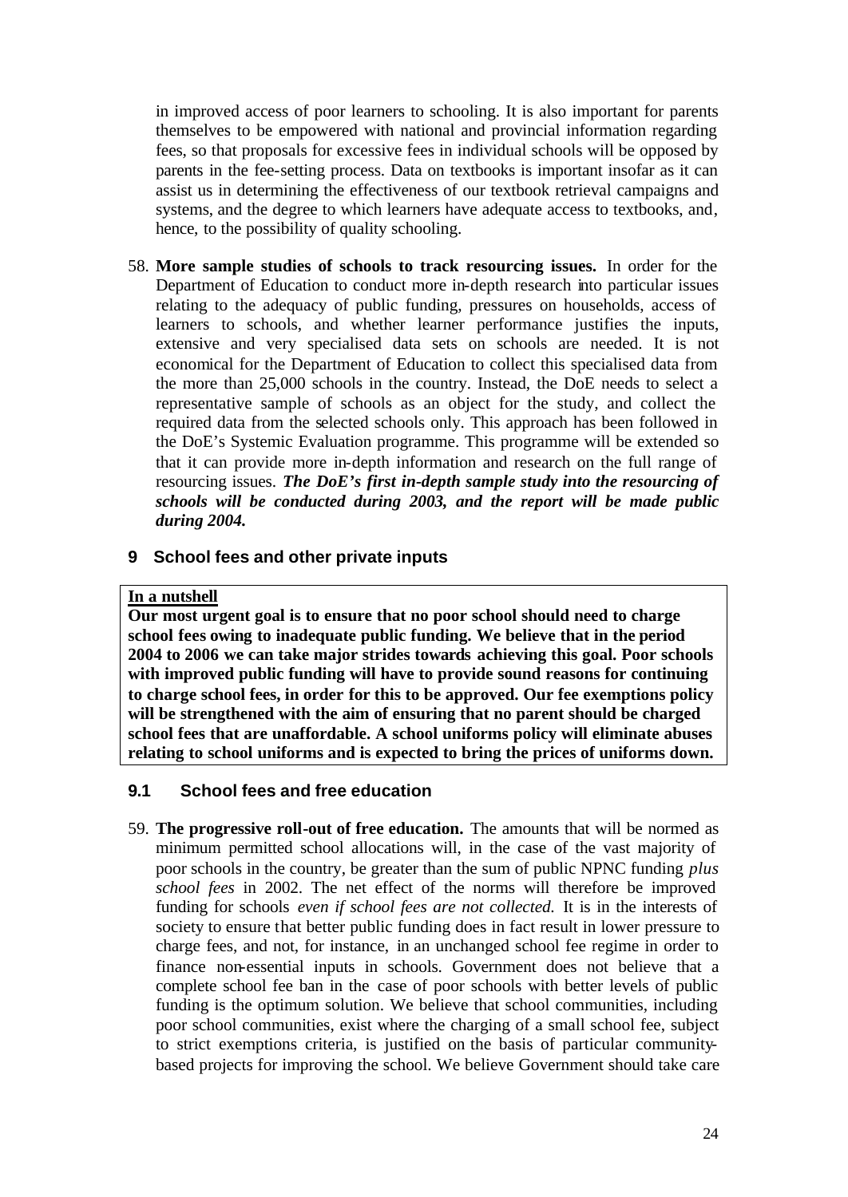in improved access of poor learners to schooling. It is also important for parents themselves to be empowered with national and provincial information regarding fees, so that proposals for excessive fees in individual schools will be opposed by parents in the fee-setting process. Data on textbooks is important insofar as it can assist us in determining the effectiveness of our textbook retrieval campaigns and systems, and the degree to which learners have adequate access to textbooks, and, hence, to the possibility of quality schooling.

58. **More sample studies of schools to track resourcing issues.** In order for the Department of Education to conduct more in-depth research into particular issues relating to the adequacy of public funding, pressures on households, access of learners to schools, and whether learner performance justifies the inputs, extensive and very specialised data sets on schools are needed. It is not economical for the Department of Education to collect this specialised data from the more than 25,000 schools in the country. Instead, the DoE needs to select a representative sample of schools as an object for the study, and collect the required data from the selected schools only. This approach has been followed in the DoE's Systemic Evaluation programme. This programme will be extended so that it can provide more in-depth information and research on the full range of resourcing issues. ***The DoE's first in-depth sample study into the resourcing of schools will be conducted during 2003, and the report will be made public during 2004.***

## 9 School fees and other private inputs

> **In a nutshell**
>
> **Our most urgent goal is to ensure that no poor school should need to charge school fees owing to inadequate public funding. We believe that in the period 2004 to 2006 we can take major strides towards achieving this goal. Poor schools with improved public funding will have to provide sound reasons for continuing to charge school fees, in order for this to be approved. Our fee exemptions policy will be strengthened with the aim of ensuring that no parent should be charged school fees that are unaffordable. A school uniforms policy will eliminate abuses relating to school uniforms and is expected to bring the prices of uniforms down.**

### 9.1 School fees and free education

59. **The progressive roll-out of free education.** The amounts that will be normed as minimum permitted school allocations will, in the case of the vast majority of poor schools in the country, be greater than the sum of public NPNC funding *plus school fees* in 2002. The net effect of the norms will therefore be improved funding for schools *even if school fees are not collected.* It is in the interests of society to ensure that better public funding does in fact result in lower pressure to charge fees, and not, for instance, in an unchanged school fee regime in order to finance non-essential inputs in schools. Government does not believe that a complete school fee ban in the case of poor schools with better levels of public funding is the optimum solution. We believe that school communities, including poor school communities, exist where the charging of a small school fee, subject to strict exemptions criteria, is justified on the basis of particular community-based projects for improving the school. We believe Government should take care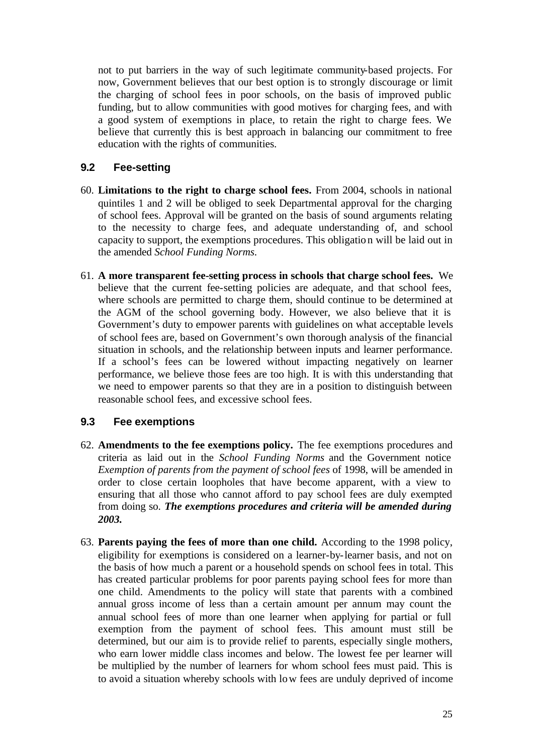not to put barriers in the way of such legitimate community-based projects. For now, Government believes that our best option is to strongly discourage or limit the charging of school fees in poor schools, on the basis of improved public funding, but to allow communities with good motives for charging fees, and with a good system of exemptions in place, to retain the right to charge fees. We believe that currently this is best approach in balancing our commitment to free education with the rights of communities.

### 9.2 Fee-setting

60. **Limitations to the right to charge school fees.** From 2004, schools in national quintiles 1 and 2 will be obliged to seek Departmental approval for the charging of school fees. Approval will be granted on the basis of sound arguments relating to the necessity to charge fees, and adequate understanding of, and school capacity to support, the exemptions procedures. This obligation will be laid out in the amended *School Funding Norms*.

61. **A more transparent fee-setting process in schools that charge school fees.** We believe that the current fee-setting policies are adequate, and that school fees, where schools are permitted to charge them, should continue to be determined at the AGM of the school governing body. However, we also believe that it is Government's duty to empower parents with guidelines on what acceptable levels of school fees are, based on Government's own thorough analysis of the financial situation in schools, and the relationship between inputs and learner performance. If a school's fees can be lowered without impacting negatively on learner performance, we believe those fees are too high. It is with this understanding that we need to empower parents so that they are in a position to distinguish between reasonable school fees, and excessive school fees.

### 9.3 Fee exemptions

62. **Amendments to the fee exemptions policy.** The fee exemptions procedures and criteria as laid out in the *School Funding Norms* and the Government notice *Exemption of parents from the payment of school fees* of 1998, will be amended in order to close certain loopholes that have become apparent, with a view to ensuring that all those who cannot afford to pay school fees are duly exempted from doing so. ***The exemptions procedures and criteria will be amended during 2003.***

63. **Parents paying the fees of more than one child.** According to the 1998 policy, eligibility for exemptions is considered on a learner-by-learner basis, and not on the basis of how much a parent or a household spends on school fees in total. This has created particular problems for poor parents paying school fees for more than one child. Amendments to the policy will state that parents with a combined annual gross income of less than a certain amount per annum may count the annual school fees of more than one learner when applying for partial or full exemption from the payment of school fees. This amount must still be determined, but our aim is to provide relief to parents, especially single mothers, who earn lower middle class incomes and below. The lowest fee per learner will be multiplied by the number of learners for whom school fees must paid. This is to avoid a situation whereby schools with low fees are unduly deprived of income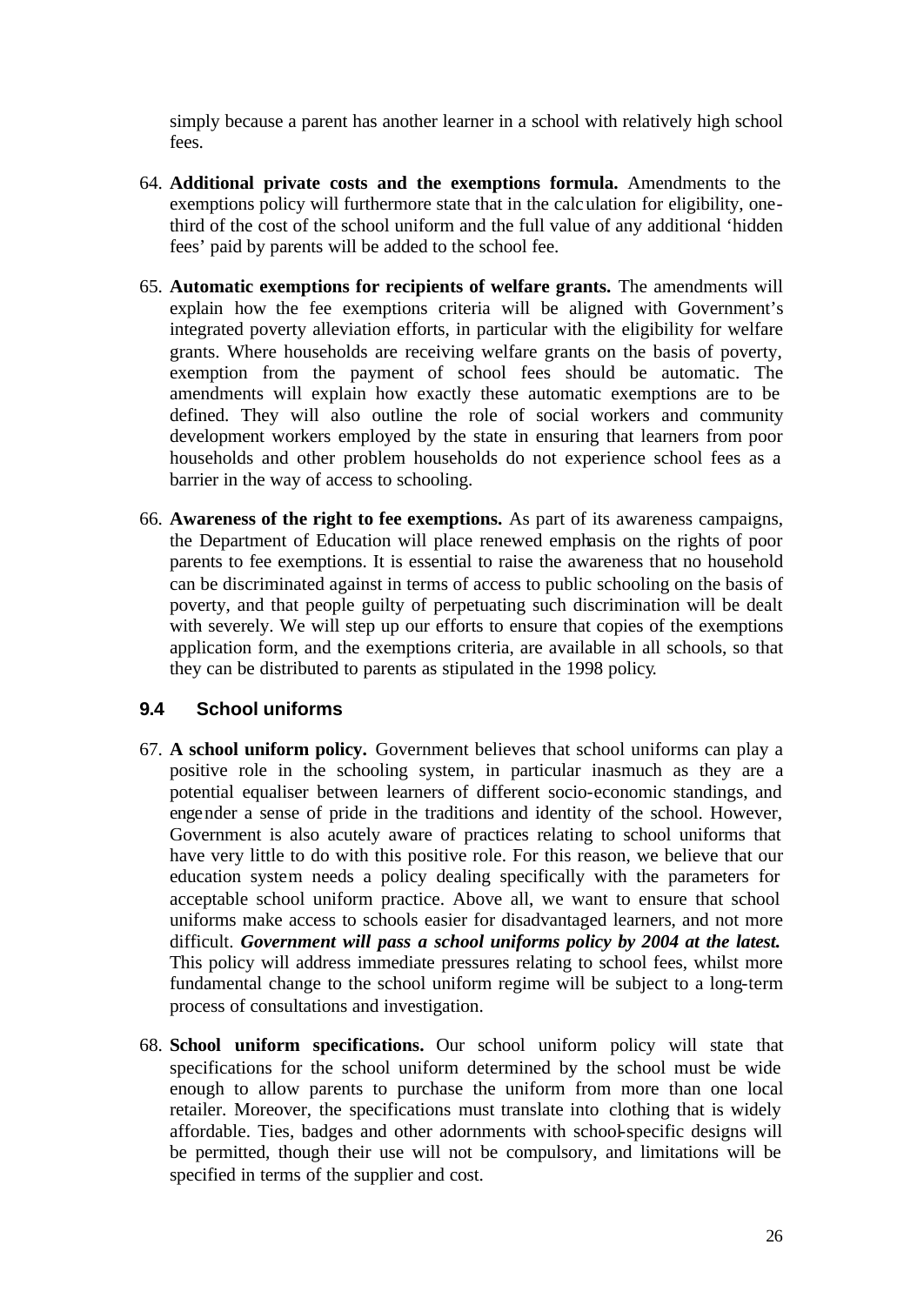simply because a parent has another learner in a school with relatively high school fees.

64. **Additional private costs and the exemptions formula.** Amendments to the exemptions policy will furthermore state that in the calculation for eligibility, one-third of the cost of the school uniform and the full value of any additional 'hidden fees' paid by parents will be added to the school fee.

65. **Automatic exemptions for recipients of welfare grants.** The amendments will explain how the fee exemptions criteria will be aligned with Government's integrated poverty alleviation efforts, in particular with the eligibility for welfare grants. Where households are receiving welfare grants on the basis of poverty, exemption from the payment of school fees should be automatic. The amendments will explain how exactly these automatic exemptions are to be defined. They will also outline the role of social workers and community development workers employed by the state in ensuring that learners from poor households and other problem households do not experience school fees as a barrier in the way of access to schooling.

66. **Awareness of the right to fee exemptions.** As part of its awareness campaigns, the Department of Education will place renewed emphasis on the rights of poor parents to fee exemptions. It is essential to raise the awareness that no household can be discriminated against in terms of access to public schooling on the basis of poverty, and that people guilty of perpetuating such discrimination will be dealt with severely. We will step up our efforts to ensure that copies of the exemptions application form, and the exemptions criteria, are available in all schools, so that they can be distributed to parents as stipulated in the 1998 policy.

### 9.4 School uniforms

67. **A school uniform policy.** Government believes that school uniforms can play a positive role in the schooling system, in particular inasmuch as they are a potential equaliser between learners of different socio-economic standings, and engender a sense of pride in the traditions and identity of the school. However, Government is also acutely aware of practices relating to school uniforms that have very little to do with this positive role. For this reason, we believe that our education system needs a policy dealing specifically with the parameters for acceptable school uniform practice. Above all, we want to ensure that school uniforms make access to schools easier for disadvantaged learners, and not more difficult. ***Government will pass a school uniforms policy by 2004 at the latest.*** This policy will address immediate pressures relating to school fees, whilst more fundamental change to the school uniform regime will be subject to a long-term process of consultations and investigation.

68. **School uniform specifications.** Our school uniform policy will state that specifications for the school uniform determined by the school must be wide enough to allow parents to purchase the uniform from more than one local retailer. Moreover, the specifications must translate into clothing that is widely affordable. Ties, badges and other adornments with school-specific designs will be permitted, though their use will not be compulsory, and limitations will be specified in terms of the supplier and cost.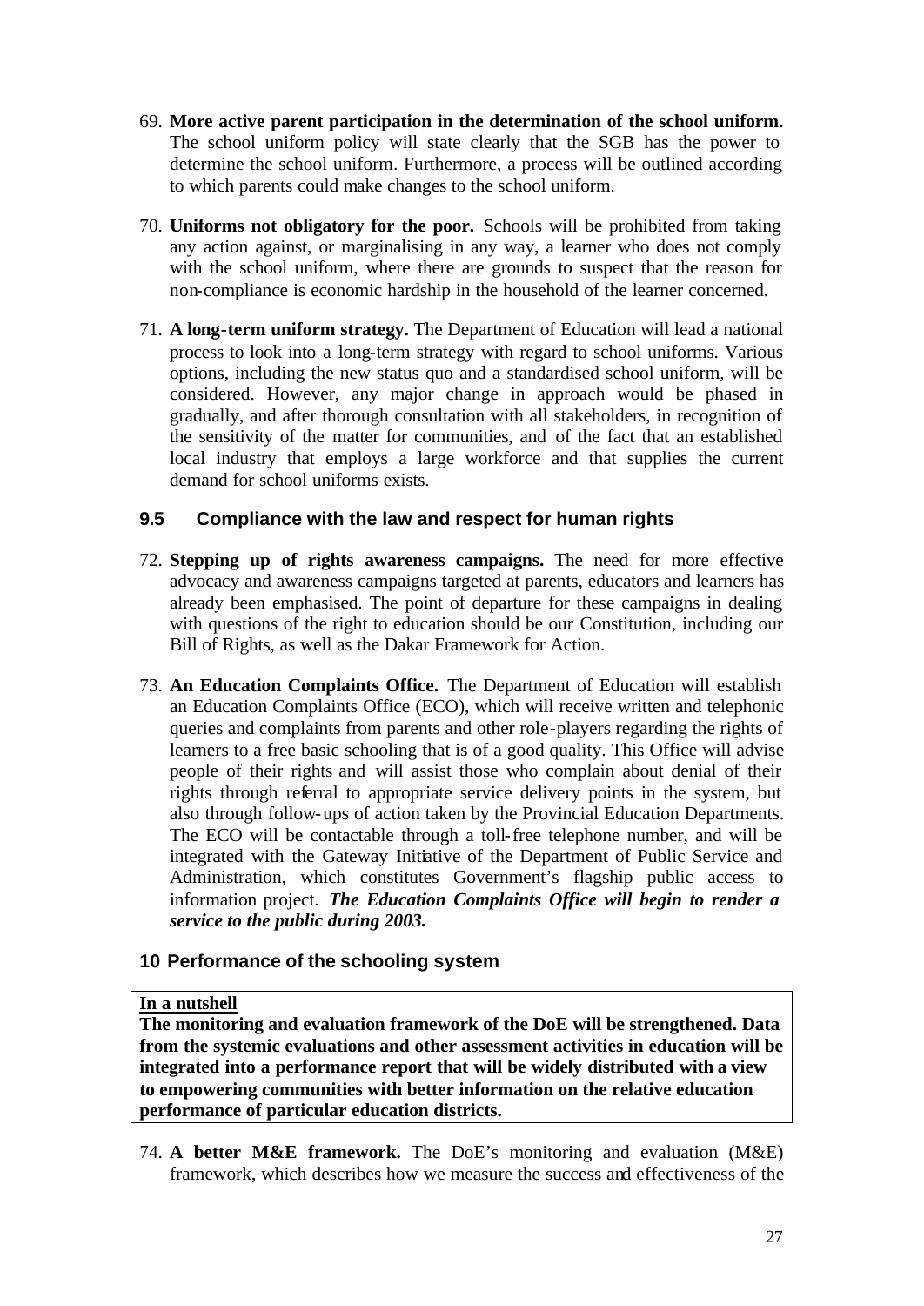69. **More active parent participation in the determination of the school uniform.** The school uniform policy will state clearly that the SGB has the power to determine the school uniform. Furthermore, a process will be outlined according to which parents could make changes to the school uniform.

70. **Uniforms not obligatory for the poor.** Schools will be prohibited from taking any action against, or marginalising in any way, a learner who does not comply with the school uniform, where there are grounds to suspect that the reason for non-compliance is economic hardship in the household of the learner concerned.

71. **A long-term uniform strategy.** The Department of Education will lead a national process to look into a long-term strategy with regard to school uniforms. Various options, including the new status quo and a standardised school uniform, will be considered. However, any major change in approach would be phased in gradually, and after thorough consultation with all stakeholders, in recognition of the sensitivity of the matter for communities, and of the fact that an established local industry that employs a large workforce and that supplies the current demand for school uniforms exists.

### 9.5 Compliance with the law and respect for human rights

72. **Stepping up of rights awareness campaigns.** The need for more effective advocacy and awareness campaigns targeted at parents, educators and learners has already been emphasised. The point of departure for these campaigns in dealing with questions of the right to education should be our Constitution, including our Bill of Rights, as well as the Dakar Framework for Action.

73. **An Education Complaints Office.** The Department of Education will establish an Education Complaints Office (ECO), which will receive written and telephonic queries and complaints from parents and other role-players regarding the rights of learners to a free basic schooling that is of a good quality. This Office will advise people of their rights and will assist those who complain about denial of their rights through referral to appropriate service delivery points in the system, but also through follow-ups of action taken by the Provincial Education Departments. The ECO will be contactable through a toll-free telephone number, and will be integrated with the Gateway Initiative of the Department of Public Service and Administration, which constitutes Government's flagship public access to information project. ***The Education Complaints Office will begin to render a service to the public during 2003.***

## 10 Performance of the schooling system

**In a nutshell**

**The monitoring and evaluation framework of the DoE will be strengthened. Data from the systemic evaluations and other assessment activities in education will be integrated into a performance report that will be widely distributed with a view to empowering communities with better information on the relative education performance of particular education districts.**

74. **A better M&E framework.** The DoE's monitoring and evaluation (M&E) framework, which describes how we measure the success and effectiveness of the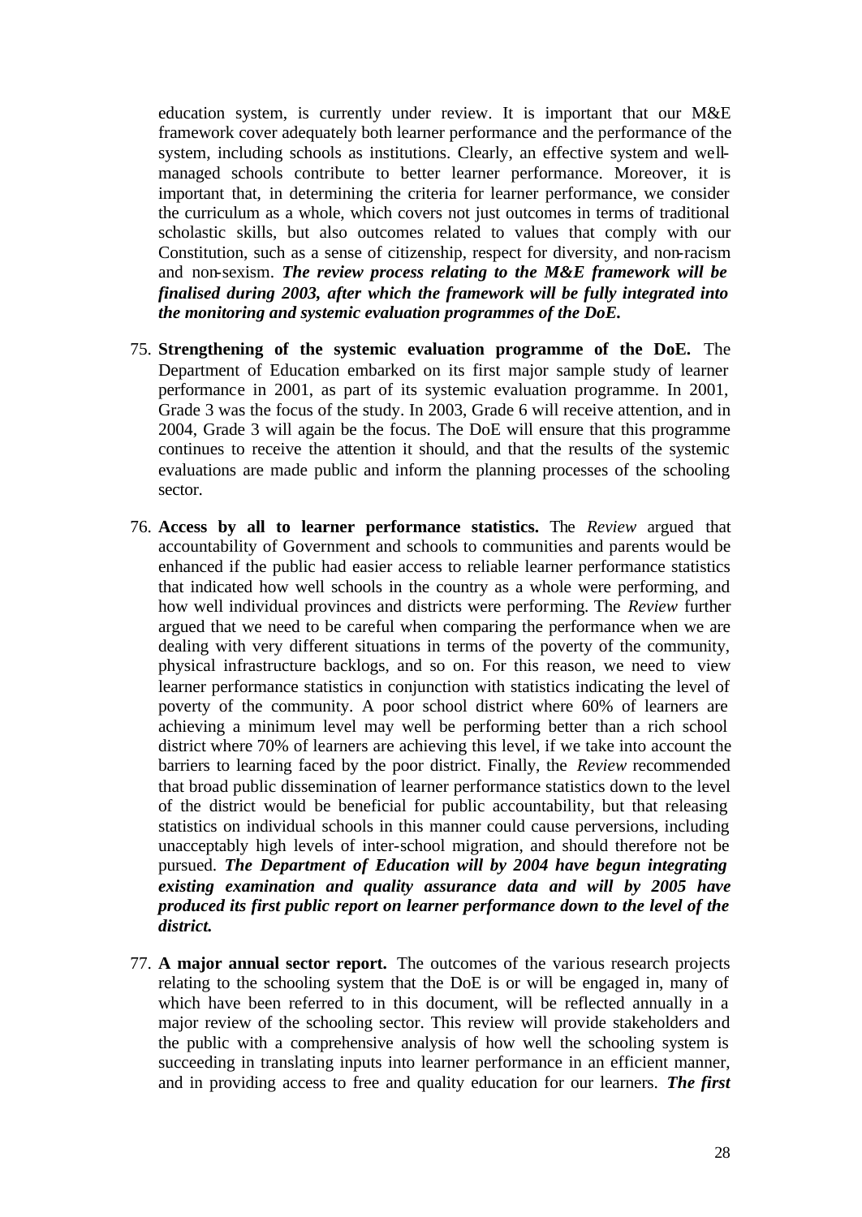education system, is currently under review. It is important that our M&E framework cover adequately both learner performance and the performance of the system, including schools as institutions. Clearly, an effective system and well-managed schools contribute to better learner performance. Moreover, it is important that, in determining the criteria for learner performance, we consider the curriculum as a whole, which covers not just outcomes in terms of traditional scholastic skills, but also outcomes related to values that comply with our Constitution, such as a sense of citizenship, respect for diversity, and non-racism and non-sexism. ***The review process relating to the M&E framework will be finalised during 2003, after which the framework will be fully integrated into the monitoring and systemic evaluation programmes of the DoE.***

75. **Strengthening of the systemic evaluation programme of the DoE.** The Department of Education embarked on its first major sample study of learner performance in 2001, as part of its systemic evaluation programme. In 2001, Grade 3 was the focus of the study. In 2003, Grade 6 will receive attention, and in 2004, Grade 3 will again be the focus. The DoE will ensure that this programme continues to receive the attention it should, and that the results of the systemic evaluations are made public and inform the planning processes of the schooling sector.

76. **Access by all to learner performance statistics.** The *Review* argued that accountability of Government and schools to communities and parents would be enhanced if the public had easier access to reliable learner performance statistics that indicated how well schools in the country as a whole were performing, and how well individual provinces and districts were performing. The *Review* further argued that we need to be careful when comparing the performance when we are dealing with very different situations in terms of the poverty of the community, physical infrastructure backlogs, and so on. For this reason, we need to view learner performance statistics in conjunction with statistics indicating the level of poverty of the community. A poor school district where 60% of learners are achieving a minimum level may well be performing better than a rich school district where 70% of learners are achieving this level, if we take into account the barriers to learning faced by the poor district. Finally, the *Review* recommended that broad public dissemination of learner performance statistics down to the level of the district would be beneficial for public accountability, but that releasing statistics on individual schools in this manner could cause perversions, including unacceptably high levels of inter-school migration, and should therefore not be pursued. ***The Department of Education will by 2004 have begun integrating existing examination and quality assurance data and will by 2005 have produced its first public report on learner performance down to the level of the district.***

77. **A major annual sector report.** The outcomes of the various research projects relating to the schooling system that the DoE is or will be engaged in, many of which have been referred to in this document, will be reflected annually in a major review of the schooling sector. This review will provide stakeholders and the public with a comprehensive analysis of how well the schooling system is succeeding in translating inputs into learner performance in an efficient manner, and in providing access to free and quality education for our learners. ***The first***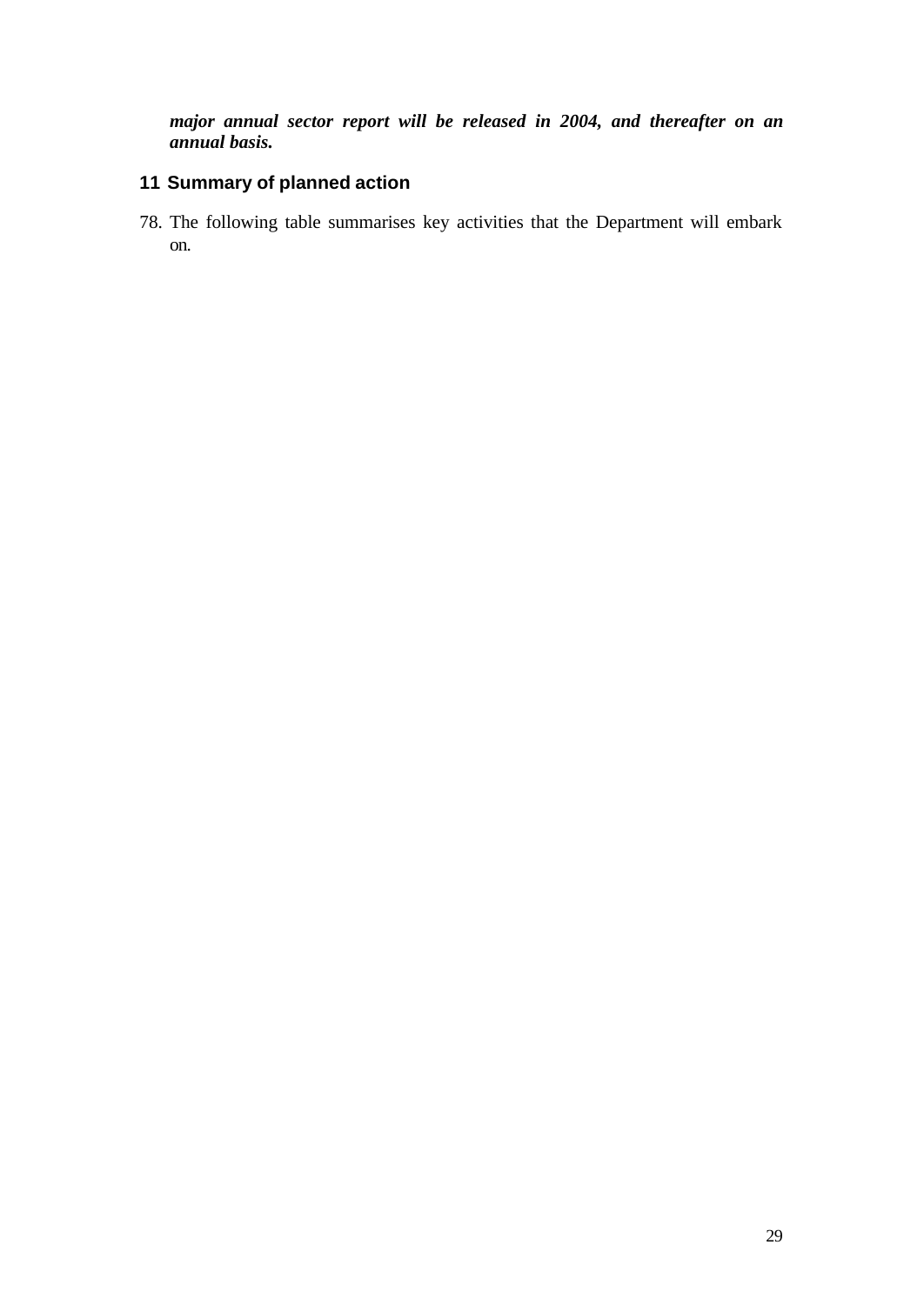***major annual sector report will be released in 2004, and thereafter on an annual basis.***

## 11 Summary of planned action

78. The following table summarises key activities that the Department will embark on.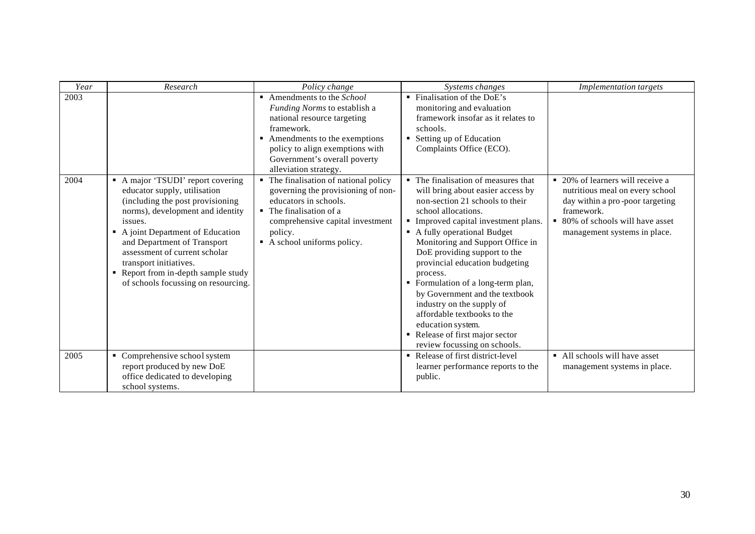| *Year* | *Research* | *Policy change* | *Systems changes* | *Implementation targets* |
|---|---|---|---|---|
| 2003 | | ▪ Amendments to the *School Funding Norms* to establish a national resource targeting framework.<br>▪ Amendments to the exemptions policy to align exemptions with Government's overall poverty alleviation strategy. | ▪ Finalisation of the DoE's monitoring and evaluation framework insofar as it relates to schools.<br>▪ Setting up of Education Complaints Office (ECO). | |
| 2004 | ▪ A major 'TSUDI' report covering educator supply, utilisation (including the post provisioning norms), development and identity issues.<br>▪ A joint Department of Education and Department of Transport assessment of current scholar transport initiatives.<br>▪ Report from in-depth sample study of schools focussing on resourcing. | ▪ The finalisation of national policy governing the provisioning of non-educators in schools.<br>▪ The finalisation of a comprehensive capital investment policy.<br>▪ A school uniforms policy. | ▪ The finalisation of measures that will bring about easier access by non-section 21 schools to their school allocations.<br>▪ Improved capital investment plans.<br>▪ A fully operational Budget Monitoring and Support Office in DoE providing support to the provincial education budgeting process.<br>▪ Formulation of a long-term plan, by Government and the textbook industry on the supply of affordable textbooks to the education system.<br>▪ Release of first major sector review focussing on schools. | ▪ 20% of learners will receive a nutritious meal on every school day within a pro-poor targeting framework.<br>▪ 80% of schools will have asset management systems in place. |
| 2005 | ▪ Comprehensive school system report produced by new DoE office dedicated to developing school systems. | | ▪ Release of first district-level learner performance reports to the public. | ▪ All schools will have asset management systems in place. |